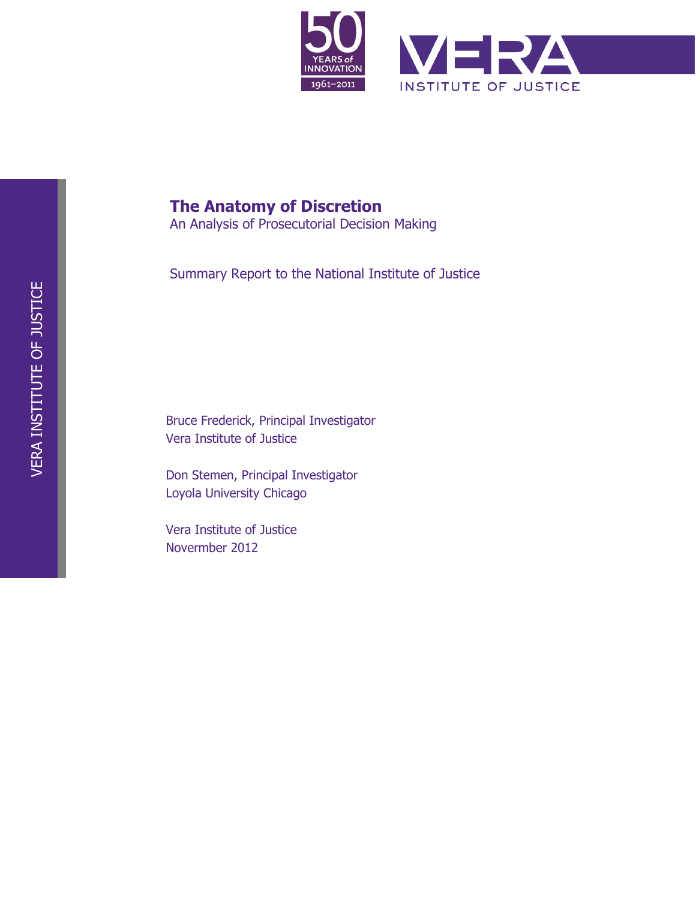# The Anatomy of Discretion

An Analysis of Prosecutorial Decision Making

Summary Report to the National Institute of Justice

Bruce Frederick, Principal Investigator
Vera Institute of Justice

Don Stemen, Principal Investigator
Loyola University Chicago

Vera Institute of Justice
Novermber 2012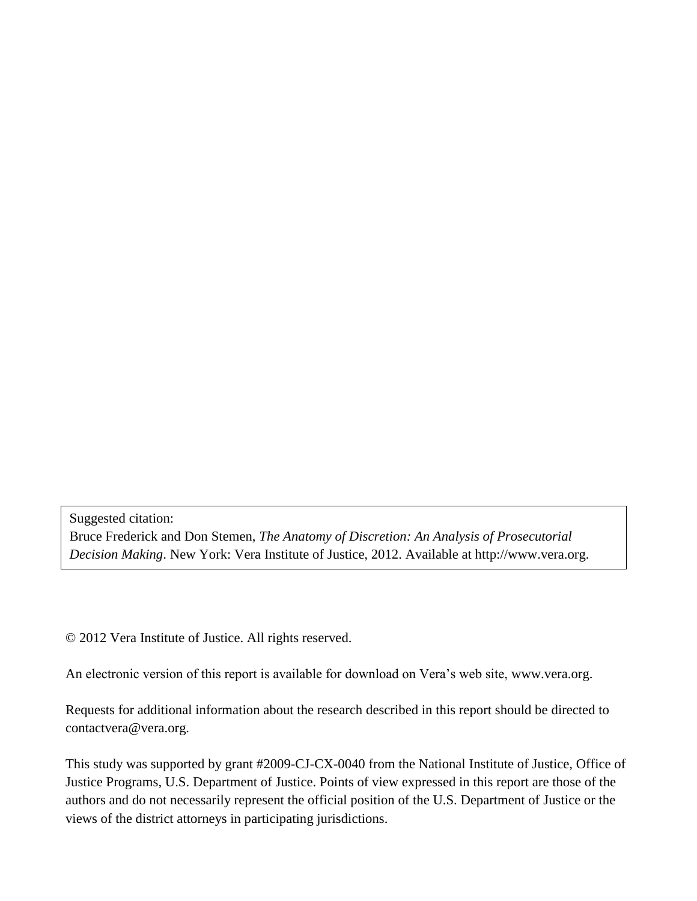Suggested citation:
Bruce Frederick and Don Stemen, *The Anatomy of Discretion: An Analysis of Prosecutorial Decision Making*. New York: Vera Institute of Justice, 2012. Available at http://www.vera.org.

© 2012 Vera Institute of Justice. All rights reserved.

An electronic version of this report is available for download on Vera's web site, www.vera.org.

Requests for additional information about the research described in this report should be directed to contactvera@vera.org.

This study was supported by grant #2009-CJ-CX-0040 from the National Institute of Justice, Office of Justice Programs, U.S. Department of Justice. Points of view expressed in this report are those of the authors and do not necessarily represent the official position of the U.S. Department of Justice or the views of the district attorneys in participating jurisdictions.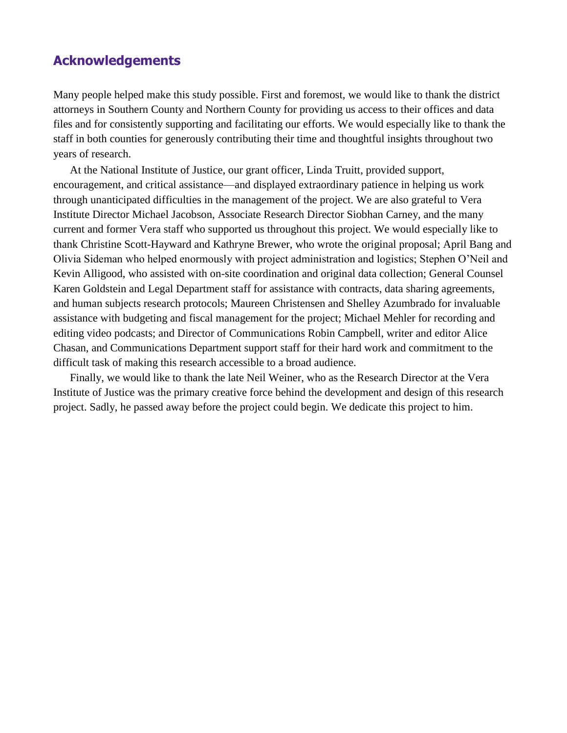## Acknowledgements

Many people helped make this study possible. First and foremost, we would like to thank the district attorneys in Southern County and Northern County for providing us access to their offices and data files and for consistently supporting and facilitating our efforts. We would especially like to thank the staff in both counties for generously contributing their time and thoughtful insights throughout two years of research.

At the National Institute of Justice, our grant officer, Linda Truitt, provided support, encouragement, and critical assistance—and displayed extraordinary patience in helping us work through unanticipated difficulties in the management of the project. We are also grateful to Vera Institute Director Michael Jacobson, Associate Research Director Siobhan Carney, and the many current and former Vera staff who supported us throughout this project. We would especially like to thank Christine Scott-Hayward and Kathryne Brewer, who wrote the original proposal; April Bang and Olivia Sideman who helped enormously with project administration and logistics; Stephen O'Neil and Kevin Alligood, who assisted with on-site coordination and original data collection; General Counsel Karen Goldstein and Legal Department staff for assistance with contracts, data sharing agreements, and human subjects research protocols; Maureen Christensen and Shelley Azumbrado for invaluable assistance with budgeting and fiscal management for the project; Michael Mehler for recording and editing video podcasts; and Director of Communications Robin Campbell, writer and editor Alice Chasan, and Communications Department support staff for their hard work and commitment to the difficult task of making this research accessible to a broad audience.

Finally, we would like to thank the late Neil Weiner, who as the Research Director at the Vera Institute of Justice was the primary creative force behind the development and design of this research project. Sadly, he passed away before the project could begin. We dedicate this project to him.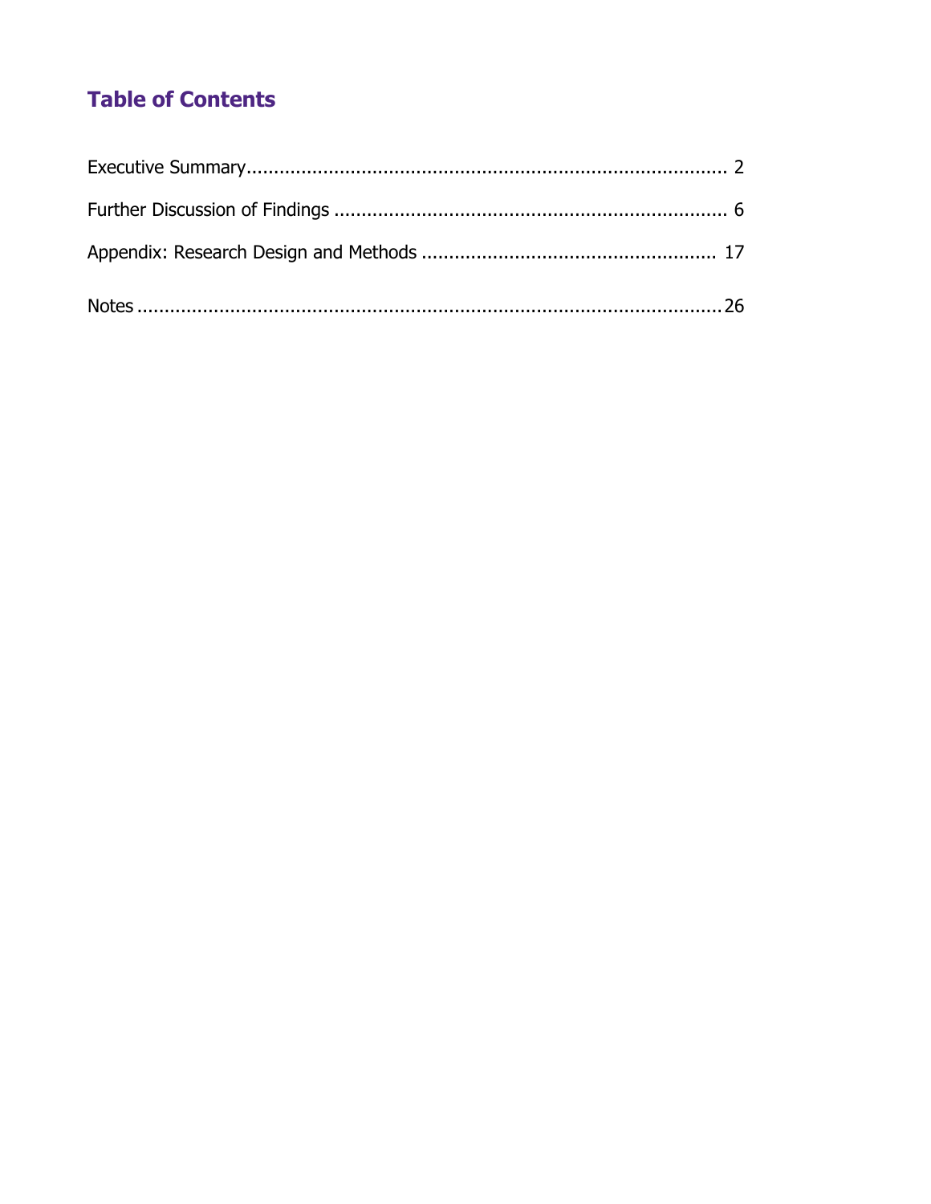## Table of Contents

Executive Summary........................................................................................ 2

Further Discussion of Findings ........................................................................ 6

Appendix: Research Design and Methods ...................................................... 17

Notes ............................................................................................................26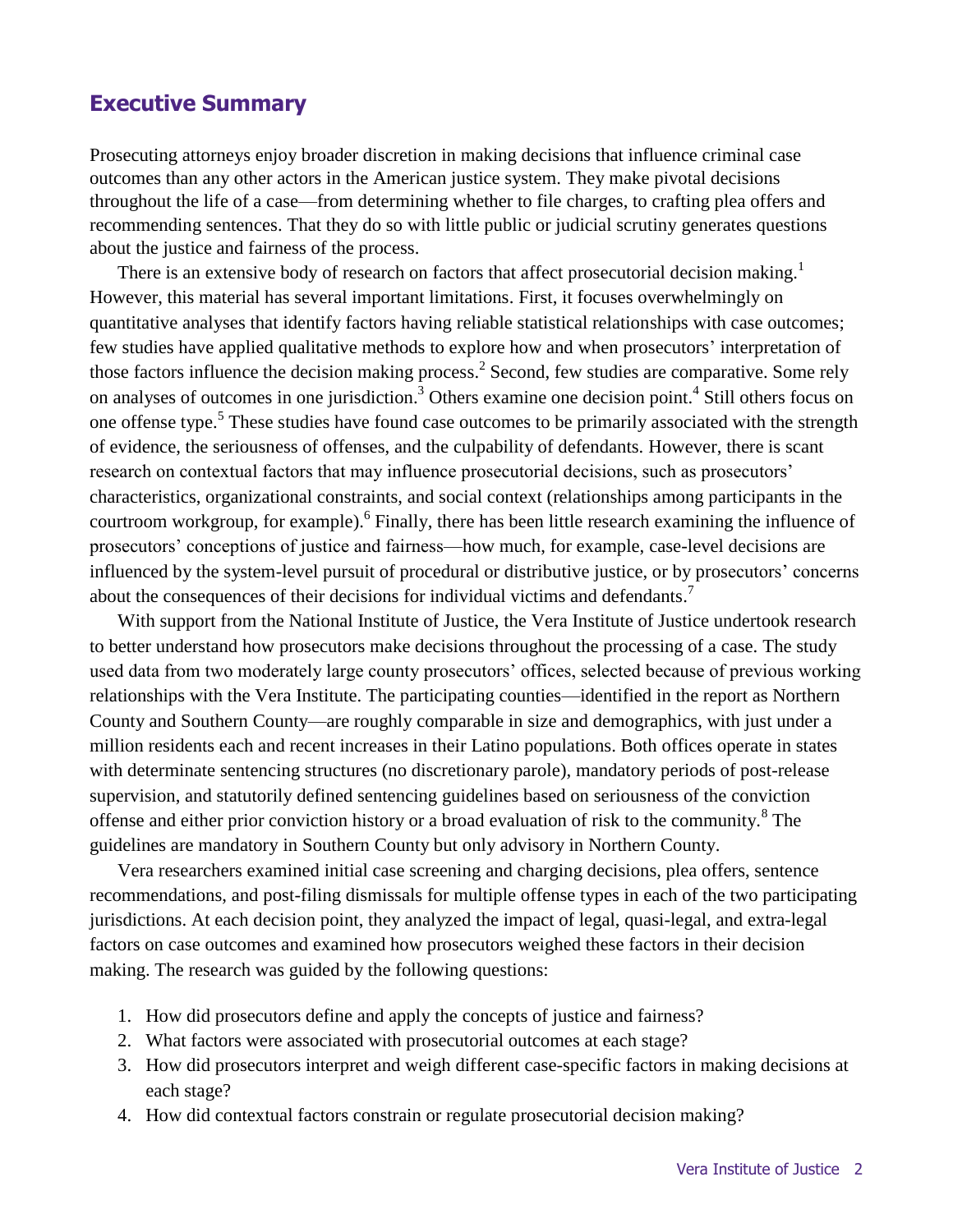## Executive Summary

Prosecuting attorneys enjoy broader discretion in making decisions that influence criminal case outcomes than any other actors in the American justice system. They make pivotal decisions throughout the life of a case—from determining whether to file charges, to crafting plea offers and recommending sentences. That they do so with little public or judicial scrutiny generates questions about the justice and fairness of the process.

There is an extensive body of research on factors that affect prosecutorial decision making.[1] However, this material has several important limitations. First, it focuses overwhelmingly on quantitative analyses that identify factors having reliable statistical relationships with case outcomes; few studies have applied qualitative methods to explore how and when prosecutors' interpretation of those factors influence the decision making process.[2] Second, few studies are comparative. Some rely on analyses of outcomes in one jurisdiction.[3] Others examine one decision point.[4] Still others focus on one offense type.[5] These studies have found case outcomes to be primarily associated with the strength of evidence, the seriousness of offenses, and the culpability of defendants. However, there is scant research on contextual factors that may influence prosecutorial decisions, such as prosecutors' characteristics, organizational constraints, and social context (relationships among participants in the courtroom workgroup, for example).[6] Finally, there has been little research examining the influence of prosecutors' conceptions of justice and fairness—how much, for example, case-level decisions are influenced by the system-level pursuit of procedural or distributive justice, or by prosecutors' concerns about the consequences of their decisions for individual victims and defendants.[7]

With support from the National Institute of Justice, the Vera Institute of Justice undertook research to better understand how prosecutors make decisions throughout the processing of a case. The study used data from two moderately large county prosecutors' offices, selected because of previous working relationships with the Vera Institute. The participating counties—identified in the report as Northern County and Southern County—are roughly comparable in size and demographics, with just under a million residents each and recent increases in their Latino populations. Both offices operate in states with determinate sentencing structures (no discretionary parole), mandatory periods of post-release supervision, and statutorily defined sentencing guidelines based on seriousness of the conviction offense and either prior conviction history or a broad evaluation of risk to the community.[8] The guidelines are mandatory in Southern County but only advisory in Northern County.

Vera researchers examined initial case screening and charging decisions, plea offers, sentence recommendations, and post-filing dismissals for multiple offense types in each of the two participating jurisdictions. At each decision point, they analyzed the impact of legal, quasi-legal, and extra-legal factors on case outcomes and examined how prosecutors weighed these factors in their decision making. The research was guided by the following questions:

1. How did prosecutors define and apply the concepts of justice and fairness?
2. What factors were associated with prosecutorial outcomes at each stage?
3. How did prosecutors interpret and weigh different case-specific factors in making decisions at each stage?
4. How did contextual factors constrain or regulate prosecutorial decision making?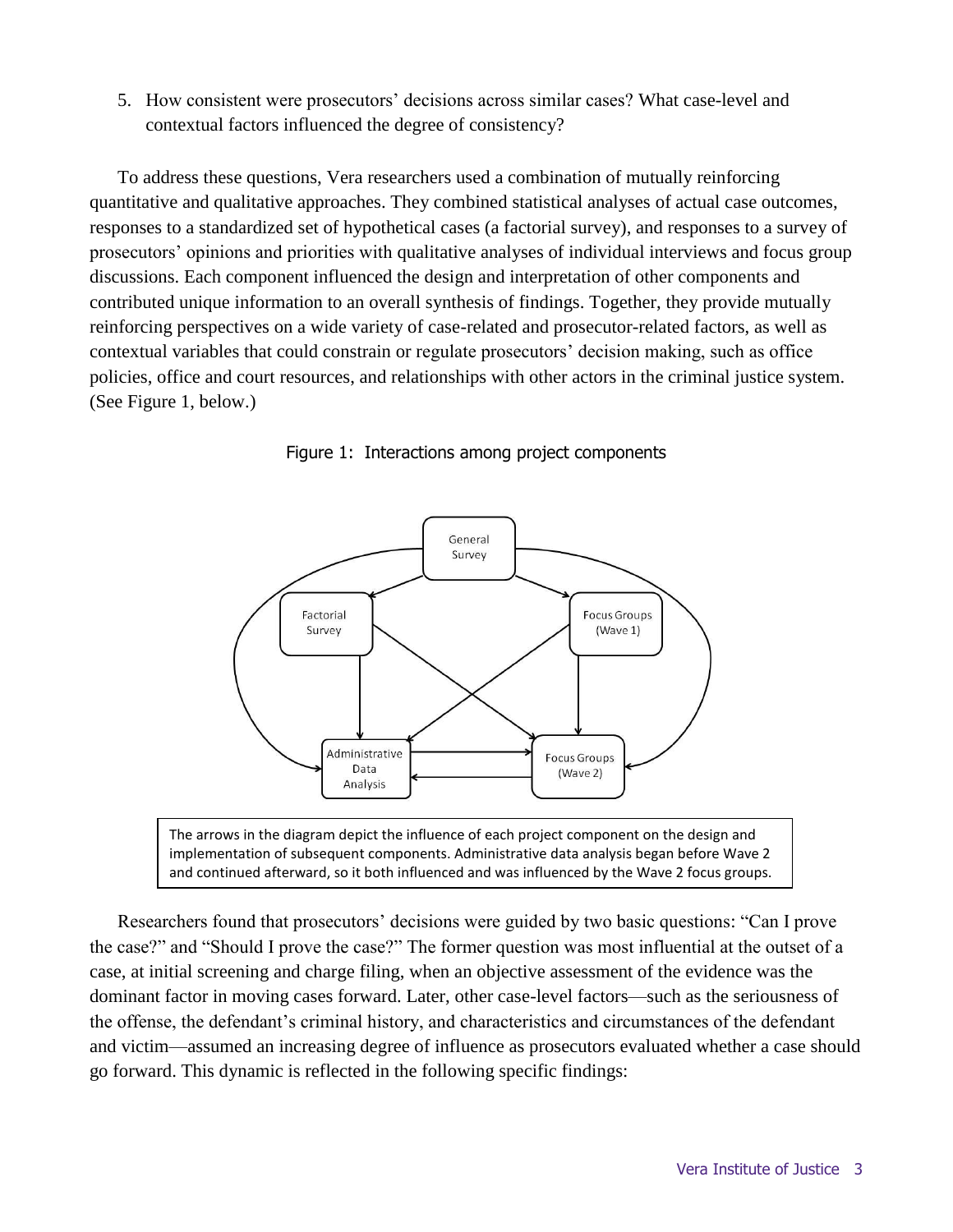5. How consistent were prosecutors' decisions across similar cases? What case-level and contextual factors influenced the degree of consistency?

To address these questions, Vera researchers used a combination of mutually reinforcing quantitative and qualitative approaches. They combined statistical analyses of actual case outcomes, responses to a standardized set of hypothetical cases (a factorial survey), and responses to a survey of prosecutors' opinions and priorities with qualitative analyses of individual interviews and focus group discussions. Each component influenced the design and interpretation of other components and contributed unique information to an overall synthesis of findings. Together, they provide mutually reinforcing perspectives on a wide variety of case-related and prosecutor-related factors, as well as contextual variables that could constrain or regulate prosecutors' decision making, such as office policies, office and court resources, and relationships with other actors in the criminal justice system. (See Figure 1, below.)

Figure 1: Interactions among project components

The arrows in the diagram depict the influence of each project component on the design and implementation of subsequent components. Administrative data analysis began before Wave 2 and continued afterward, so it both influenced and was influenced by the Wave 2 focus groups.

Researchers found that prosecutors' decisions were guided by two basic questions: "Can I prove the case?" and "Should I prove the case?" The former question was most influential at the outset of a case, at initial screening and charge filing, when an objective assessment of the evidence was the dominant factor in moving cases forward. Later, other case-level factors—such as the seriousness of the offense, the defendant's criminal history, and characteristics and circumstances of the defendant and victim—assumed an increasing degree of influence as prosecutors evaluated whether a case should go forward. This dynamic is reflected in the following specific findings: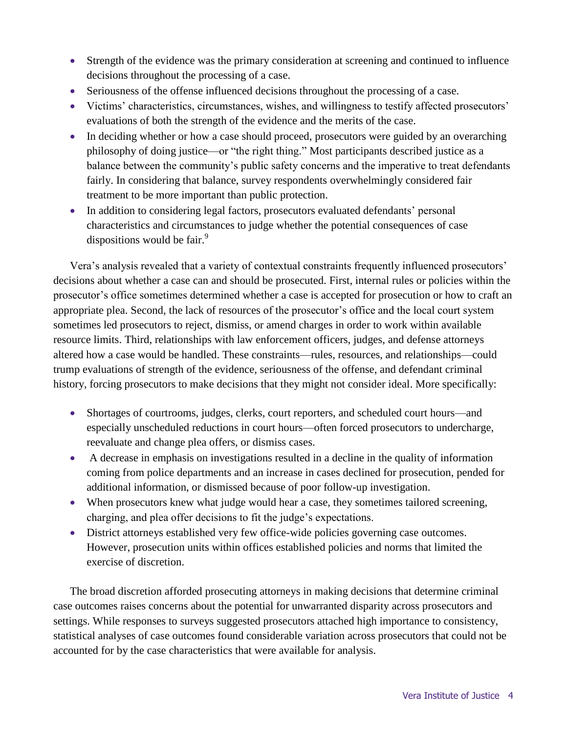- Strength of the evidence was the primary consideration at screening and continued to influence decisions throughout the processing of a case.
- Seriousness of the offense influenced decisions throughout the processing of a case.
- Victims' characteristics, circumstances, wishes, and willingness to testify affected prosecutors' evaluations of both the strength of the evidence and the merits of the case.
- In deciding whether or how a case should proceed, prosecutors were guided by an overarching philosophy of doing justice—or "the right thing." Most participants described justice as a balance between the community's public safety concerns and the imperative to treat defendants fairly. In considering that balance, survey respondents overwhelmingly considered fair treatment to be more important than public protection.
- In addition to considering legal factors, prosecutors evaluated defendants' personal characteristics and circumstances to judge whether the potential consequences of case dispositions would be fair.[9]

Vera's analysis revealed that a variety of contextual constraints frequently influenced prosecutors' decisions about whether a case can and should be prosecuted. First, internal rules or policies within the prosecutor's office sometimes determined whether a case is accepted for prosecution or how to craft an appropriate plea. Second, the lack of resources of the prosecutor's office and the local court system sometimes led prosecutors to reject, dismiss, or amend charges in order to work within available resource limits. Third, relationships with law enforcement officers, judges, and defense attorneys altered how a case would be handled. These constraints—rules, resources, and relationships—could trump evaluations of strength of the evidence, seriousness of the offense, and defendant criminal history, forcing prosecutors to make decisions that they might not consider ideal. More specifically:

- Shortages of courtrooms, judges, clerks, court reporters, and scheduled court hours—and especially unscheduled reductions in court hours—often forced prosecutors to undercharge, reevaluate and change plea offers, or dismiss cases.
- A decrease in emphasis on investigations resulted in a decline in the quality of information coming from police departments and an increase in cases declined for prosecution, pended for additional information, or dismissed because of poor follow-up investigation.
- When prosecutors knew what judge would hear a case, they sometimes tailored screening, charging, and plea offer decisions to fit the judge's expectations.
- District attorneys established very few office-wide policies governing case outcomes. However, prosecution units within offices established policies and norms that limited the exercise of discretion.

The broad discretion afforded prosecuting attorneys in making decisions that determine criminal case outcomes raises concerns about the potential for unwarranted disparity across prosecutors and settings. While responses to surveys suggested prosecutors attached high importance to consistency, statistical analyses of case outcomes found considerable variation across prosecutors that could not be accounted for by the case characteristics that were available for analysis.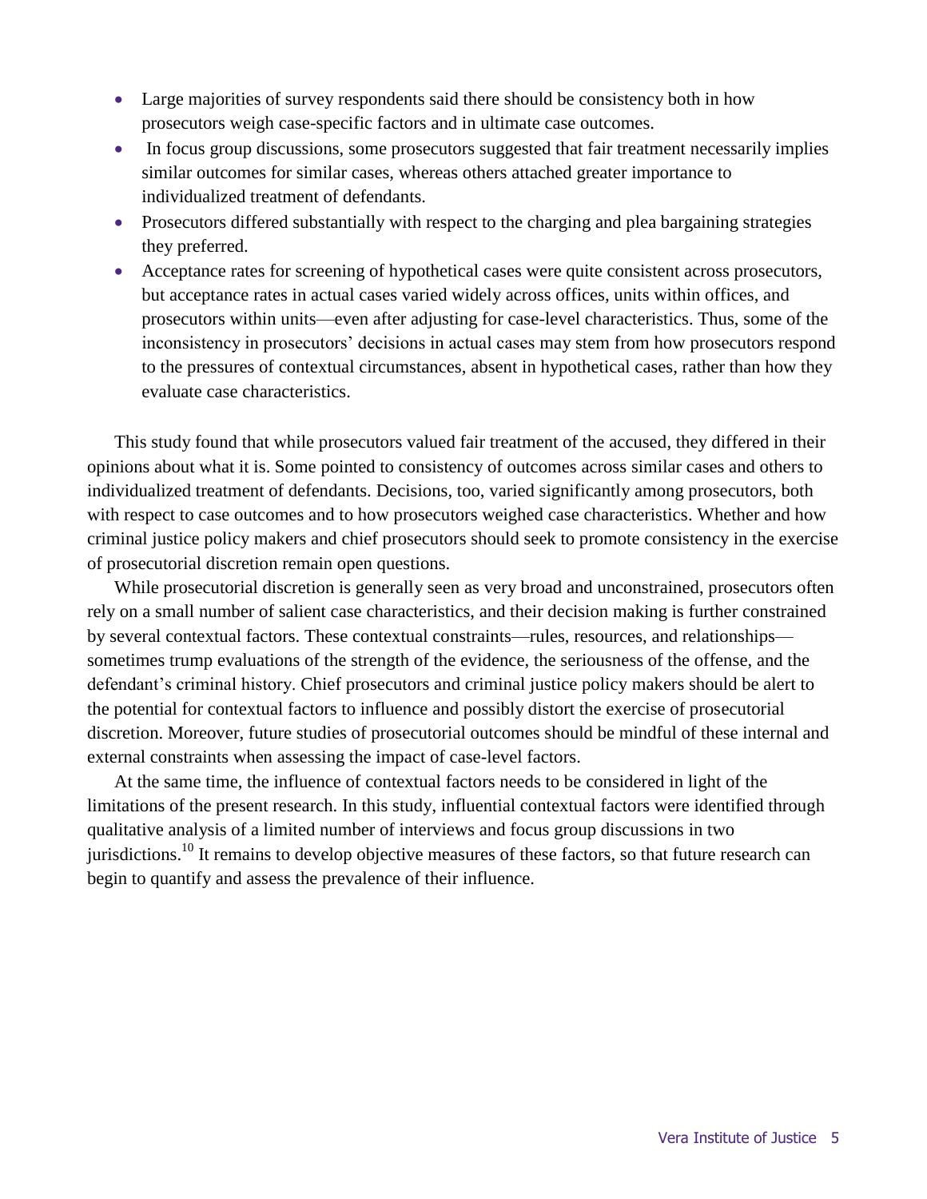- Large majorities of survey respondents said there should be consistency both in how prosecutors weigh case-specific factors and in ultimate case outcomes.
- In focus group discussions, some prosecutors suggested that fair treatment necessarily implies similar outcomes for similar cases, whereas others attached greater importance to individualized treatment of defendants.
- Prosecutors differed substantially with respect to the charging and plea bargaining strategies they preferred.
- Acceptance rates for screening of hypothetical cases were quite consistent across prosecutors, but acceptance rates in actual cases varied widely across offices, units within offices, and prosecutors within units—even after adjusting for case-level characteristics. Thus, some of the inconsistency in prosecutors' decisions in actual cases may stem from how prosecutors respond to the pressures of contextual circumstances, absent in hypothetical cases, rather than how they evaluate case characteristics.

This study found that while prosecutors valued fair treatment of the accused, they differed in their opinions about what it is. Some pointed to consistency of outcomes across similar cases and others to individualized treatment of defendants. Decisions, too, varied significantly among prosecutors, both with respect to case outcomes and to how prosecutors weighed case characteristics. Whether and how criminal justice policy makers and chief prosecutors should seek to promote consistency in the exercise of prosecutorial discretion remain open questions.

While prosecutorial discretion is generally seen as very broad and unconstrained, prosecutors often rely on a small number of salient case characteristics, and their decision making is further constrained by several contextual factors. These contextual constraints—rules, resources, and relationships—sometimes trump evaluations of the strength of the evidence, the seriousness of the offense, and the defendant's criminal history. Chief prosecutors and criminal justice policy makers should be alert to the potential for contextual factors to influence and possibly distort the exercise of prosecutorial discretion. Moreover, future studies of prosecutorial outcomes should be mindful of these internal and external constraints when assessing the impact of case-level factors.

At the same time, the influence of contextual factors needs to be considered in light of the limitations of the present research. In this study, influential contextual factors were identified through qualitative analysis of a limited number of interviews and focus group discussions in two jurisdictions.[10] It remains to develop objective measures of these factors, so that future research can begin to quantify and assess the prevalence of their influence.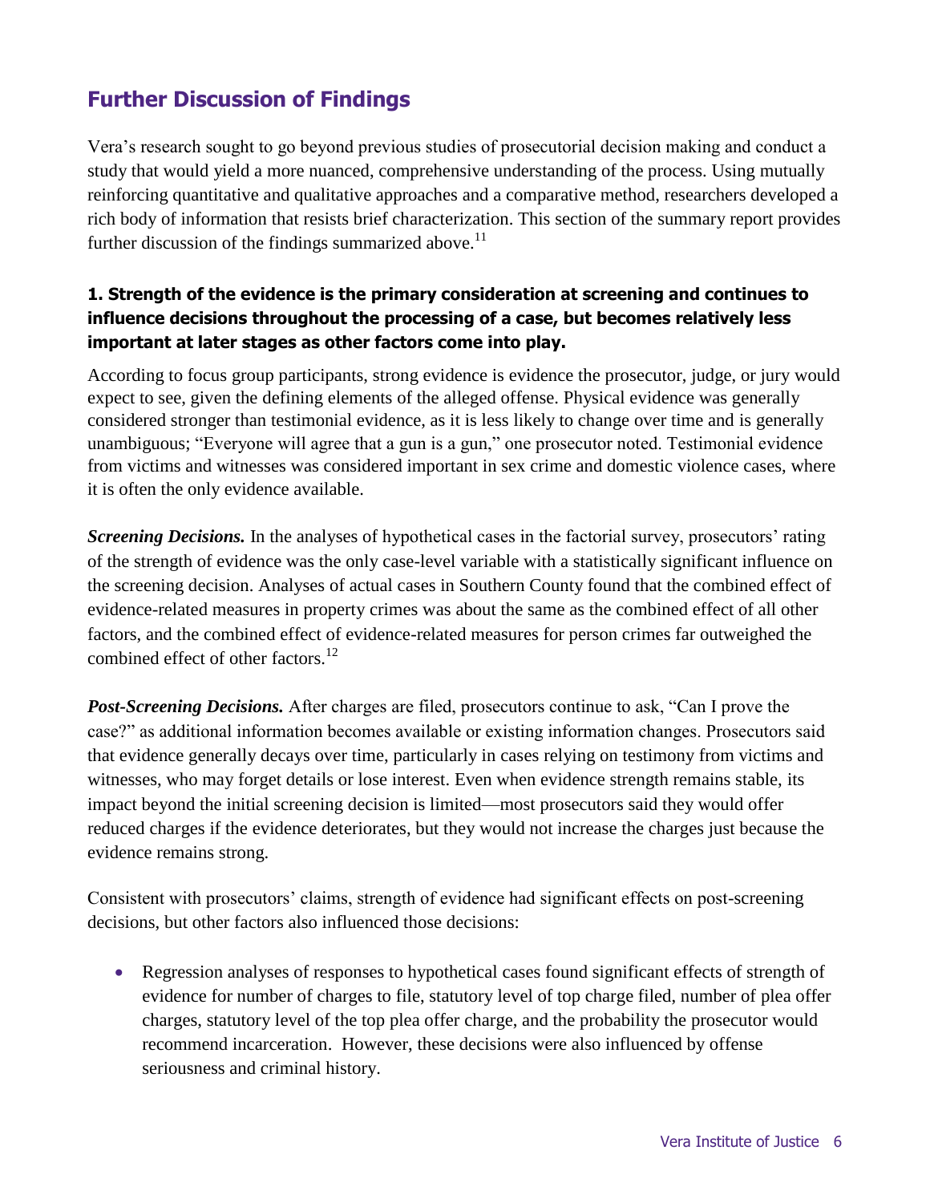## Further Discussion of Findings

Vera's research sought to go beyond previous studies of prosecutorial decision making and conduct a study that would yield a more nuanced, comprehensive understanding of the process. Using mutually reinforcing quantitative and qualitative approaches and a comparative method, researchers developed a rich body of information that resists brief characterization. This section of the summary report provides further discussion of the findings summarized above.[11]

### 1. Strength of the evidence is the primary consideration at screening and continues to influence decisions throughout the processing of a case, but becomes relatively less important at later stages as other factors come into play.

According to focus group participants, strong evidence is evidence the prosecutor, judge, or jury would expect to see, given the defining elements of the alleged offense. Physical evidence was generally considered stronger than testimonial evidence, as it is less likely to change over time and is generally unambiguous; "Everyone will agree that a gun is a gun," one prosecutor noted. Testimonial evidence from victims and witnesses was considered important in sex crime and domestic violence cases, where it is often the only evidence available.

***Screening Decisions.*** In the analyses of hypothetical cases in the factorial survey, prosecutors' rating of the strength of evidence was the only case-level variable with a statistically significant influence on the screening decision. Analyses of actual cases in Southern County found that the combined effect of evidence-related measures in property crimes was about the same as the combined effect of all other factors, and the combined effect of evidence-related measures for person crimes far outweighed the combined effect of other factors.[12]

***Post-Screening Decisions.*** After charges are filed, prosecutors continue to ask, "Can I prove the case?" as additional information becomes available or existing information changes. Prosecutors said that evidence generally decays over time, particularly in cases relying on testimony from victims and witnesses, who may forget details or lose interest. Even when evidence strength remains stable, its impact beyond the initial screening decision is limited—most prosecutors said they would offer reduced charges if the evidence deteriorates, but they would not increase the charges just because the evidence remains strong.

Consistent with prosecutors' claims, strength of evidence had significant effects on post-screening decisions, but other factors also influenced those decisions:

- Regression analyses of responses to hypothetical cases found significant effects of strength of evidence for number of charges to file, statutory level of top charge filed, number of plea offer charges, statutory level of the top plea offer charge, and the probability the prosecutor would recommend incarceration. However, these decisions were also influenced by offense seriousness and criminal history.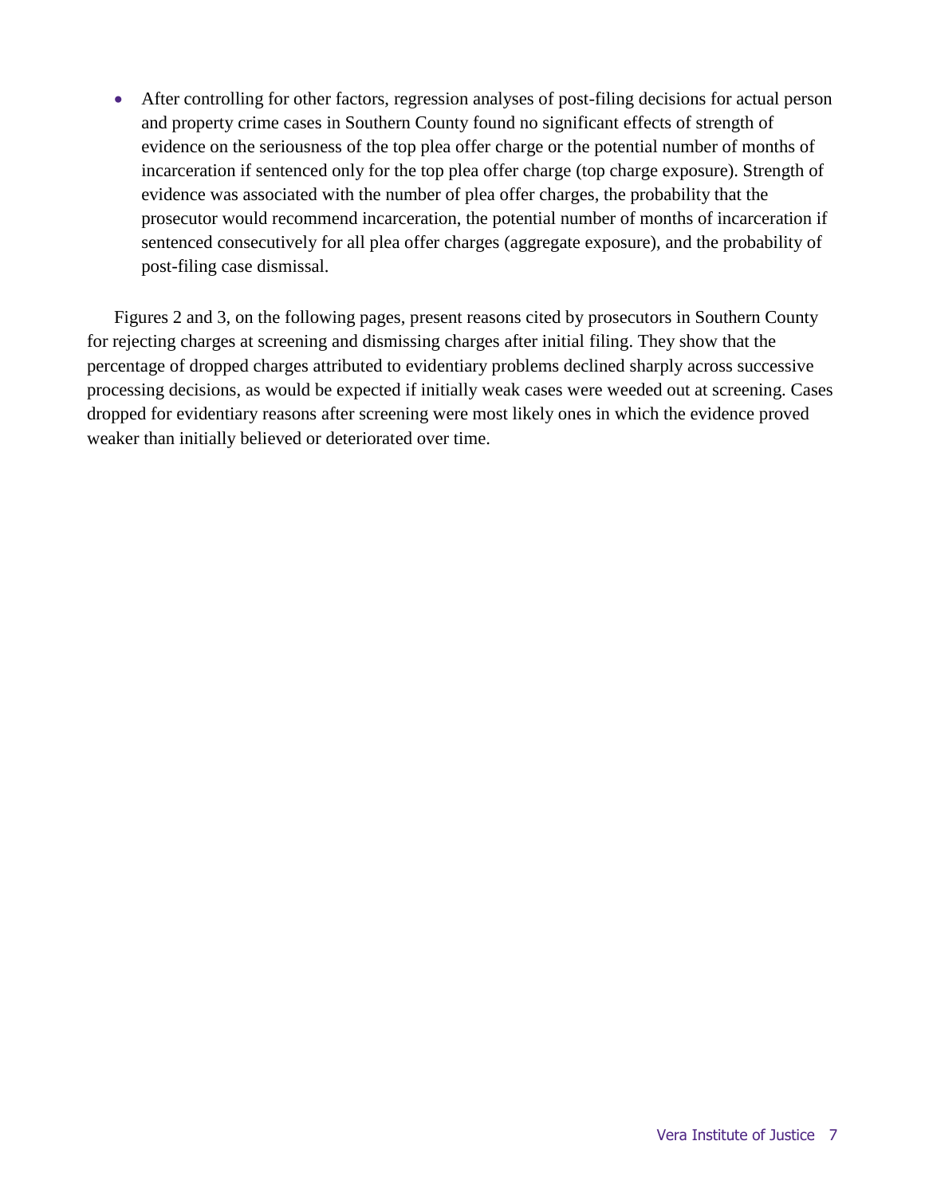- After controlling for other factors, regression analyses of post-filing decisions for actual person and property crime cases in Southern County found no significant effects of strength of evidence on the seriousness of the top plea offer charge or the potential number of months of incarceration if sentenced only for the top plea offer charge (top charge exposure). Strength of evidence was associated with the number of plea offer charges, the probability that the prosecutor would recommend incarceration, the potential number of months of incarceration if sentenced consecutively for all plea offer charges (aggregate exposure), and the probability of post-filing case dismissal.

Figures 2 and 3, on the following pages, present reasons cited by prosecutors in Southern County for rejecting charges at screening and dismissing charges after initial filing. They show that the percentage of dropped charges attributed to evidentiary problems declined sharply across successive processing decisions, as would be expected if initially weak cases were weeded out at screening. Cases dropped for evidentiary reasons after screening were most likely ones in which the evidence proved weaker than initially believed or deteriorated over time.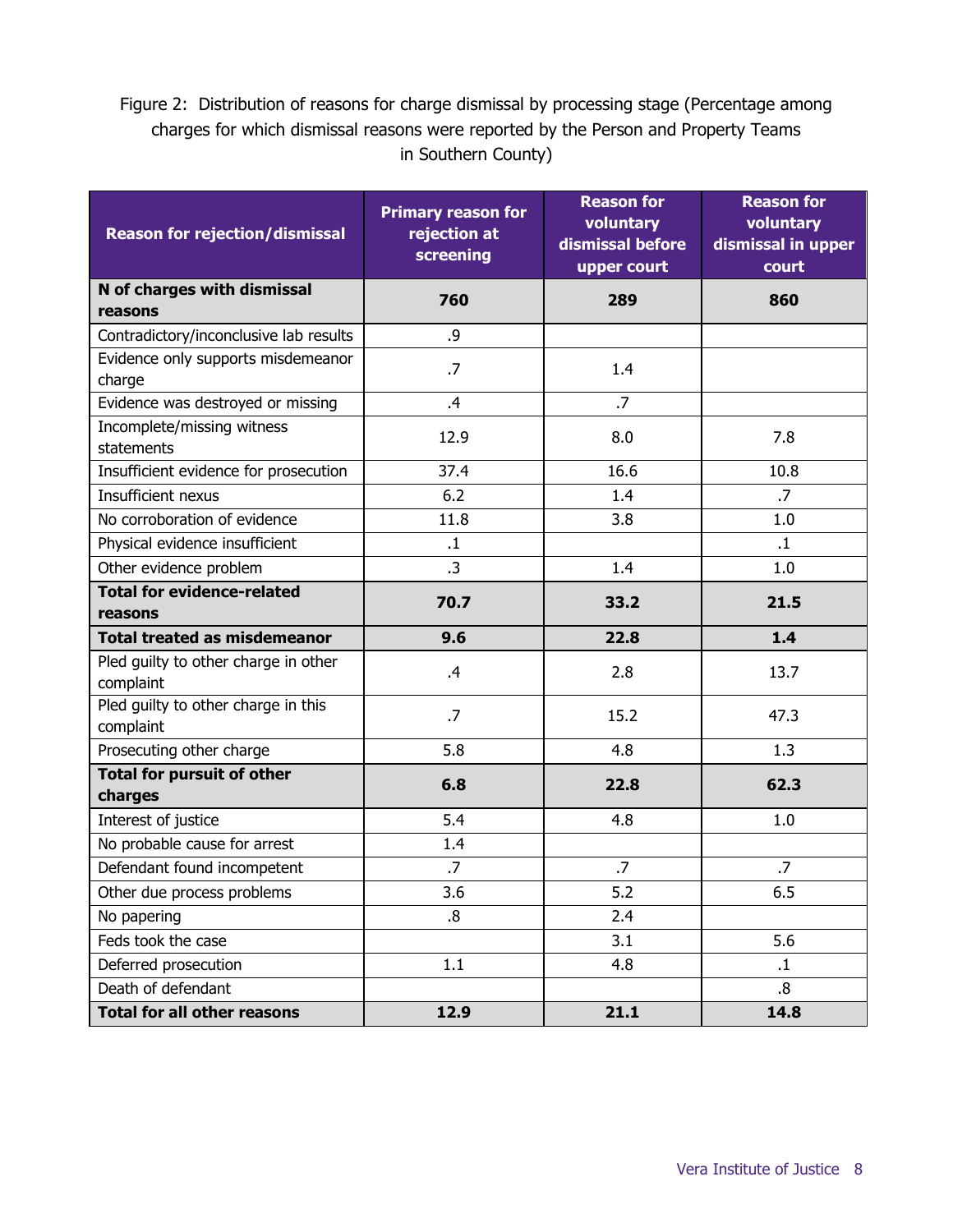Figure 2: Distribution of reasons for charge dismissal by processing stage (Percentage among charges for which dismissal reasons were reported by the Person and Property Teams in Southern County)

| Reason for rejection/dismissal | Primary reason for rejection at screening | Reason for voluntary dismissal before upper court | Reason for voluntary dismissal in upper court |
|---|---|---|---|
| **N of charges with dismissal reasons** | **760** | **289** | **860** |
| Contradictory/inconclusive lab results | .9 | | |
| Evidence only supports misdemeanor charge | .7 | 1.4 | |
| Evidence was destroyed or missing | .4 | .7 | |
| Incomplete/missing witness statements | 12.9 | 8.0 | 7.8 |
| Insufficient evidence for prosecution | 37.4 | 16.6 | 10.8 |
| Insufficient nexus | 6.2 | 1.4 | .7 |
| No corroboration of evidence | 11.8 | 3.8 | 1.0 |
| Physical evidence insufficient | .1 | | .1 |
| Other evidence problem | .3 | 1.4 | 1.0 |
| **Total for evidence-related reasons** | **70.7** | **33.2** | **21.5** |
| **Total treated as misdemeanor** | **9.6** | **22.8** | **1.4** |
| Pled guilty to other charge in other complaint | .4 | 2.8 | 13.7 |
| Pled guilty to other charge in this complaint | .7 | 15.2 | 47.3 |
| Prosecuting other charge | 5.8 | 4.8 | 1.3 |
| **Total for pursuit of other charges** | **6.8** | **22.8** | **62.3** |
| Interest of justice | 5.4 | 4.8 | 1.0 |
| No probable cause for arrest | 1.4 | | |
| Defendant found incompetent | .7 | .7 | .7 |
| Other due process problems | 3.6 | 5.2 | 6.5 |
| No papering | .8 | 2.4 | |
| Feds took the case | | 3.1 | 5.6 |
| Deferred prosecution | 1.1 | 4.8 | .1 |
| Death of defendant | | | .8 |
| **Total for all other reasons** | **12.9** | **21.1** | **14.8** |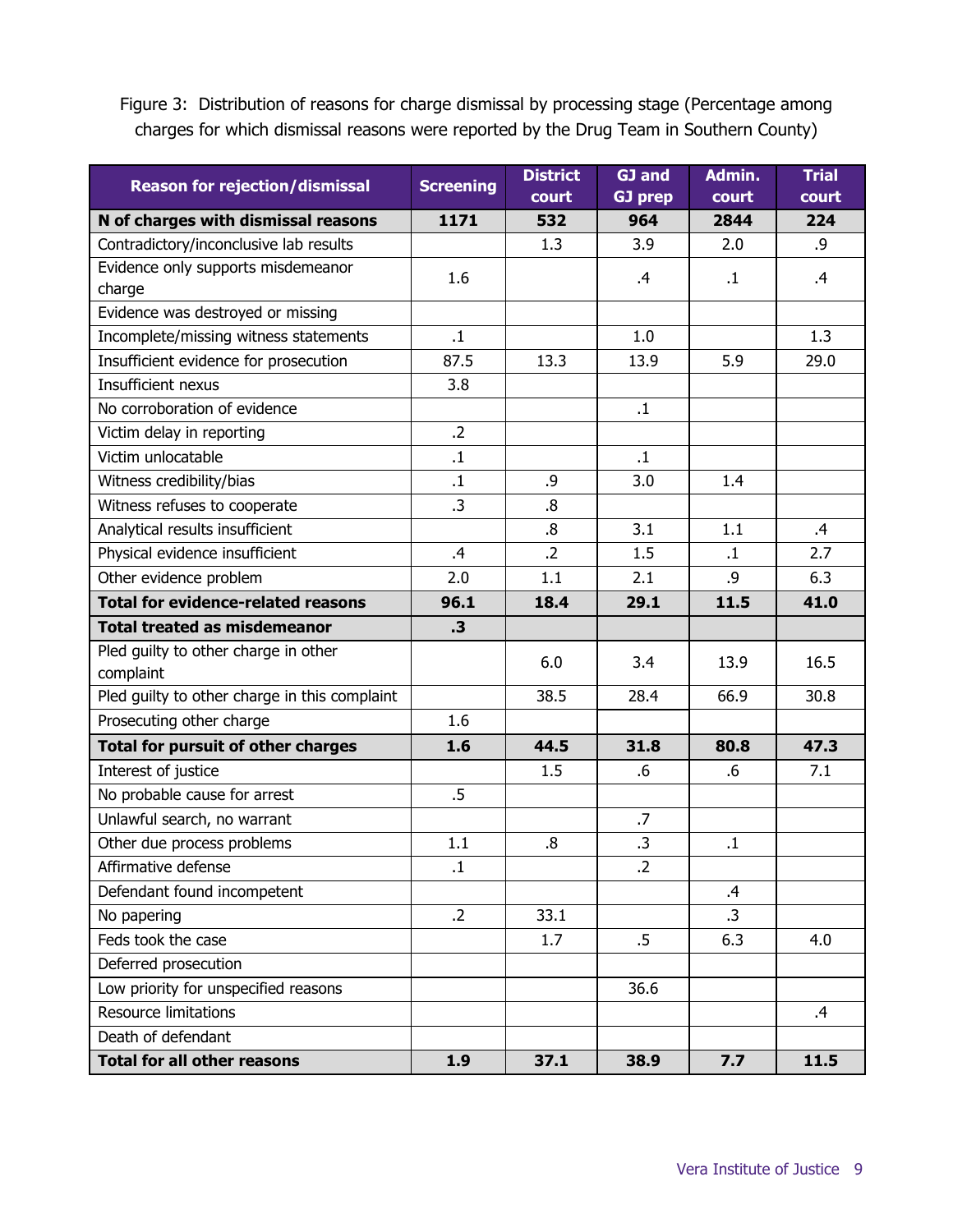Figure 3: Distribution of reasons for charge dismissal by processing stage (Percentage among charges for which dismissal reasons were reported by the Drug Team in Southern County)

| Reason for rejection/dismissal | Screening | District court | GJ and GJ prep | Admin. court | Trial court |
|---|---|---|---|---|---|
| **N of charges with dismissal reasons** | **1171** | **532** | **964** | **2844** | **224** |
| Contradictory/inconclusive lab results | | 1.3 | 3.9 | 2.0 | .9 |
| Evidence only supports misdemeanor charge | 1.6 | | .4 | .1 | .4 |
| Evidence was destroyed or missing | | | | | |
| Incomplete/missing witness statements | .1 | | 1.0 | | 1.3 |
| Insufficient evidence for prosecution | 87.5 | 13.3 | 13.9 | 5.9 | 29.0 |
| Insufficient nexus | 3.8 | | | | |
| No corroboration of evidence | | | .1 | | |
| Victim delay in reporting | .2 | | | | |
| Victim unlocatable | .1 | | .1 | | |
| Witness credibility/bias | .1 | .9 | 3.0 | 1.4 | |
| Witness refuses to cooperate | .3 | .8 | | | |
| Analytical results insufficient | | .8 | 3.1 | 1.1 | .4 |
| Physical evidence insufficient | .4 | .2 | 1.5 | .1 | 2.7 |
| Other evidence problem | 2.0 | 1.1 | 2.1 | .9 | 6.3 |
| **Total for evidence-related reasons** | **96.1** | **18.4** | **29.1** | **11.5** | **41.0** |
| **Total treated as misdemeanor** | **.3** | | | | |
| Pled guilty to other charge in other complaint | | 6.0 | 3.4 | 13.9 | 16.5 |
| Pled guilty to other charge in this complaint | | 38.5 | 28.4 | 66.9 | 30.8 |
| Prosecuting other charge | 1.6 | | | | |
| **Total for pursuit of other charges** | **1.6** | **44.5** | **31.8** | **80.8** | **47.3** |
| Interest of justice | | 1.5 | .6 | .6 | 7.1 |
| No probable cause for arrest | .5 | | | | |
| Unlawful search, no warrant | | | .7 | | |
| Other due process problems | 1.1 | .8 | .3 | .1 | |
| Affirmative defense | .1 | | .2 | | |
| Defendant found incompetent | | | | .4 | |
| No papering | .2 | 33.1 | | .3 | |
| Feds took the case | | 1.7 | .5 | 6.3 | 4.0 |
| Deferred prosecution | | | | | |
| Low priority for unspecified reasons | | | 36.6 | | |
| Resource limitations | | | | | .4 |
| Death of defendant | | | | | |
| **Total for all other reasons** | **1.9** | **37.1** | **38.9** | **7.7** | **11.5** |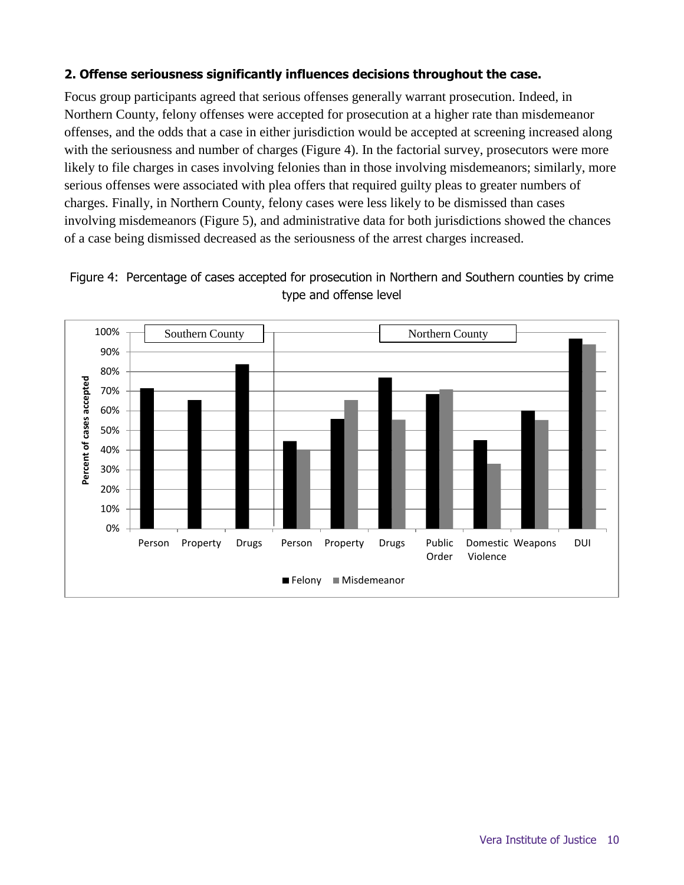**2. Offense seriousness significantly influences decisions throughout the case.**

Focus group participants agreed that serious offenses generally warrant prosecution. Indeed, in Northern County, felony offenses were accepted for prosecution at a higher rate than misdemeanor offenses, and the odds that a case in either jurisdiction would be accepted at screening increased along with the seriousness and number of charges (Figure 4). In the factorial survey, prosecutors were more likely to file charges in cases involving felonies than in those involving misdemeanors; similarly, more serious offenses were associated with plea offers that required guilty pleas to greater numbers of charges. Finally, in Northern County, felony cases were less likely to be dismissed than cases involving misdemeanors (Figure 5), and administrative data for both jurisdictions showed the chances of a case being dismissed decreased as the seriousness of the arrest charges increased.

Figure 4: Percentage of cases accepted for prosecution in Northern and Southern counties by crime type and offense level

Southern County

Northern County

Percent of cases accepted

100%
90%
80%
70%
60%
50%
40%
30%
20%
10%
0%

Person Property Drugs Person Property Drugs Public Order Domestic Violence Weapons DUI

Felony Misdemeanor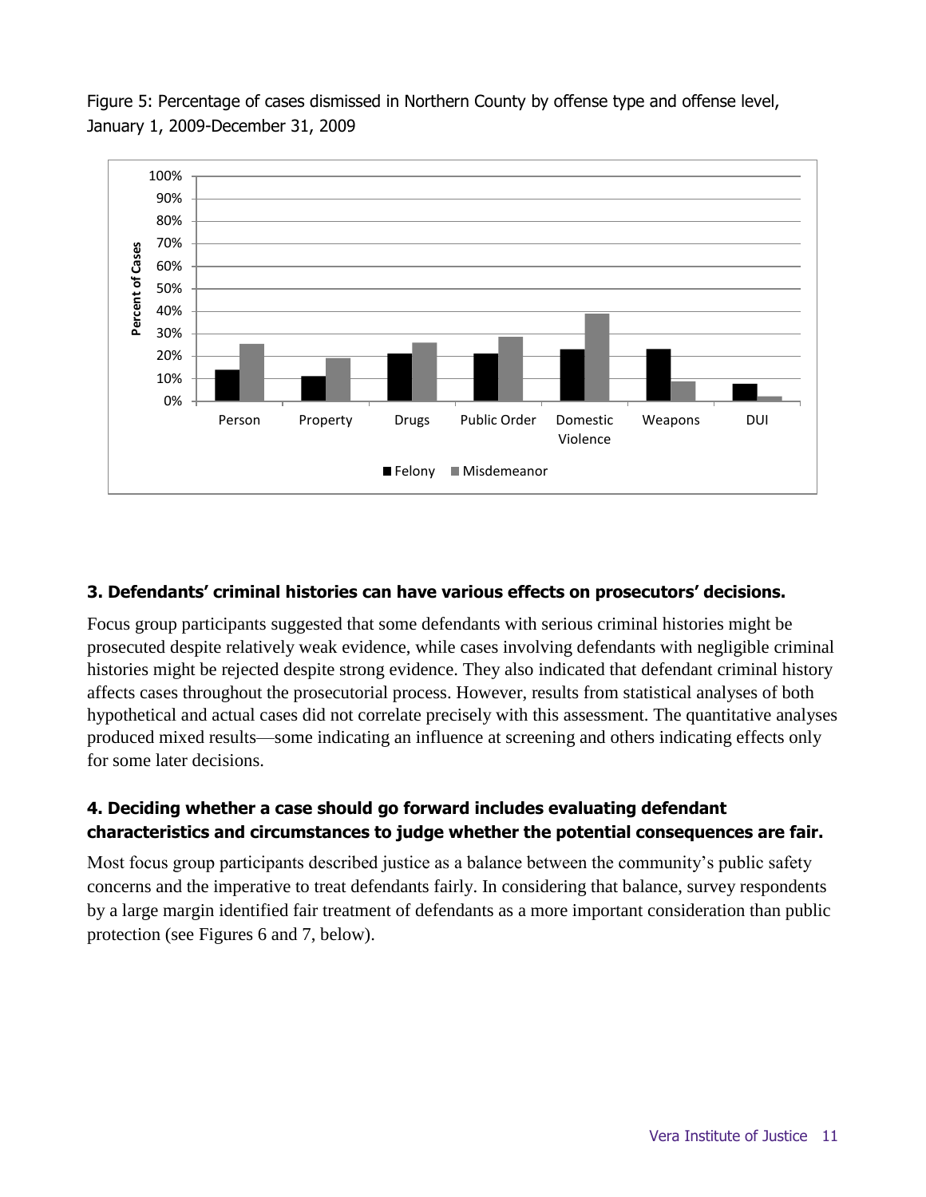Figure 5: Percentage of cases dismissed in Northern County by offense type and offense level, January 1, 2009-December 31, 2009

Percent of Cases

100%
90%
80%
70%
60%
50%
40%
30%
20%
10%
0%

Person
Property
Drugs
Public Order
Domestic Violence
Weapons
DUI

Felony
Misdemeanor

### 3. Defendants' criminal histories can have various effects on prosecutors' decisions.

Focus group participants suggested that some defendants with serious criminal histories might be prosecuted despite relatively weak evidence, while cases involving defendants with negligible criminal histories might be rejected despite strong evidence. They also indicated that defendant criminal history affects cases throughout the prosecutorial process. However, results from statistical analyses of both hypothetical and actual cases did not correlate precisely with this assessment. The quantitative analyses produced mixed results—some indicating an influence at screening and others indicating effects only for some later decisions.

### 4. Deciding whether a case should go forward includes evaluating defendant characteristics and circumstances to judge whether the potential consequences are fair.

Most focus group participants described justice as a balance between the community's public safety concerns and the imperative to treat defendants fairly. In considering that balance, survey respondents by a large margin identified fair treatment of defendants as a more important consideration than public protection (see Figures 6 and 7, below).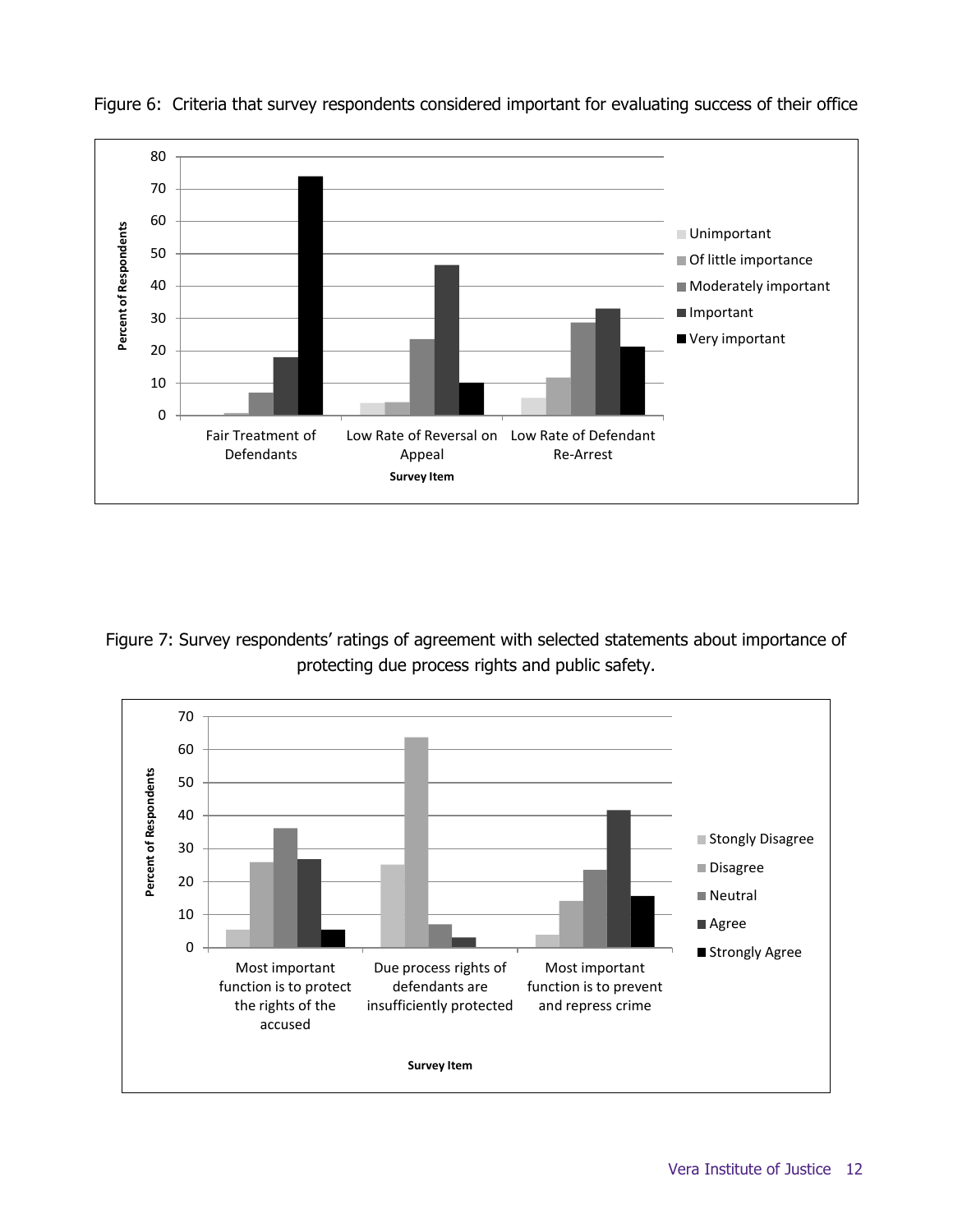Figure 6: Criteria that survey respondents considered important for evaluating success of their office

Percent of Respondents

0
10
20
30
40
50
60
70
80

Fair Treatment of Defendants
Low Rate of Reversal on Appeal
Low Rate of Defendant Re-Arrest

Survey Item

Unimportant
Of little importance
Moderately important
Important
Very important

Figure 7: Survey respondents' ratings of agreement with selected statements about importance of protecting due process rights and public safety.

Percent of Respondents

0
10
20
30
40
50
60
70

Most important function is to protect the rights of the accused
Due process rights of defendants are insufficiently protected
Most important function is to prevent and repress crime

Survey Item

Stongly Disagree
Disagree
Neutral
Agree
Strongly Agree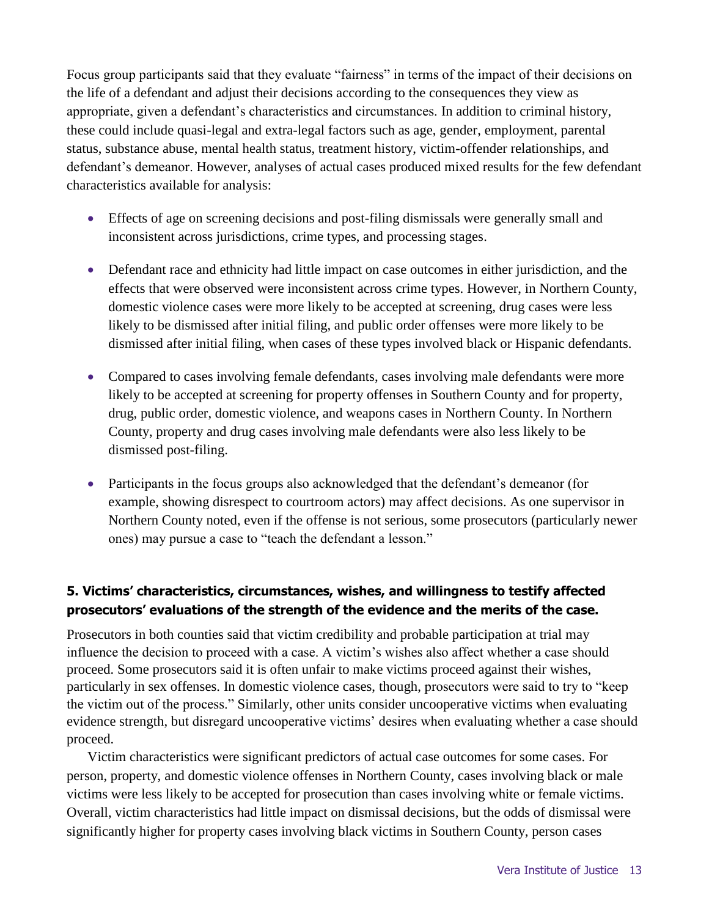Focus group participants said that they evaluate "fairness" in terms of the impact of their decisions on the life of a defendant and adjust their decisions according to the consequences they view as appropriate, given a defendant's characteristics and circumstances. In addition to criminal history, these could include quasi-legal and extra-legal factors such as age, gender, employment, parental status, substance abuse, mental health status, treatment history, victim-offender relationships, and defendant's demeanor. However, analyses of actual cases produced mixed results for the few defendant characteristics available for analysis:

- Effects of age on screening decisions and post-filing dismissals were generally small and inconsistent across jurisdictions, crime types, and processing stages.
- Defendant race and ethnicity had little impact on case outcomes in either jurisdiction, and the effects that were observed were inconsistent across crime types. However, in Northern County, domestic violence cases were more likely to be accepted at screening, drug cases were less likely to be dismissed after initial filing, and public order offenses were more likely to be dismissed after initial filing, when cases of these types involved black or Hispanic defendants.
- Compared to cases involving female defendants, cases involving male defendants were more likely to be accepted at screening for property offenses in Southern County and for property, drug, public order, domestic violence, and weapons cases in Northern County. In Northern County, property and drug cases involving male defendants were also less likely to be dismissed post-filing.
- Participants in the focus groups also acknowledged that the defendant's demeanor (for example, showing disrespect to courtroom actors) may affect decisions. As one supervisor in Northern County noted, even if the offense is not serious, some prosecutors (particularly newer ones) may pursue a case to "teach the defendant a lesson."

### 5. Victims' characteristics, circumstances, wishes, and willingness to testify affected prosecutors' evaluations of the strength of the evidence and the merits of the case.

Prosecutors in both counties said that victim credibility and probable participation at trial may influence the decision to proceed with a case. A victim's wishes also affect whether a case should proceed. Some prosecutors said it is often unfair to make victims proceed against their wishes, particularly in sex offenses. In domestic violence cases, though, prosecutors were said to try to "keep the victim out of the process." Similarly, other units consider uncooperative victims when evaluating evidence strength, but disregard uncooperative victims' desires when evaluating whether a case should proceed.

Victim characteristics were significant predictors of actual case outcomes for some cases. For person, property, and domestic violence offenses in Northern County, cases involving black or male victims were less likely to be accepted for prosecution than cases involving white or female victims. Overall, victim characteristics had little impact on dismissal decisions, but the odds of dismissal were significantly higher for property cases involving black victims in Southern County, person cases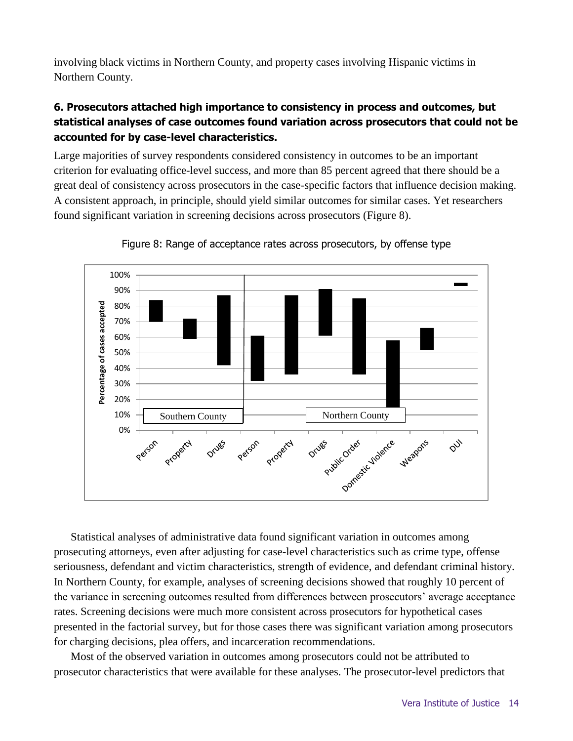involving black victims in Northern County, and property cases involving Hispanic victims in Northern County.

### 6. Prosecutors attached high importance to consistency in process and outcomes, but statistical analyses of case outcomes found variation across prosecutors that could not be accounted for by case-level characteristics.

Large majorities of survey respondents considered consistency in outcomes to be an important criterion for evaluating office-level success, and more than 85 percent agreed that there should be a great deal of consistency across prosecutors in the case-specific factors that influence decision making. A consistent approach, in principle, should yield similar outcomes for similar cases. Yet researchers found significant variation in screening decisions across prosecutors (Figure 8).

Figure 8: Range of acceptance rates across prosecutors, by offense type

Percentage of cases accepted

100%
90%
80%
70%
60%
50%
40%
30%
20%
10%
0%

Southern County
Northern County

Person
Property
Drugs
Person
Property
Drugs
Public Order
Domestic Violence
Weapons
DUI

Statistical analyses of administrative data found significant variation in outcomes among prosecuting attorneys, even after adjusting for case-level characteristics such as crime type, offense seriousness, defendant and victim characteristics, strength of evidence, and defendant criminal history. In Northern County, for example, analyses of screening decisions showed that roughly 10 percent of the variance in screening outcomes resulted from differences between prosecutors' average acceptance rates. Screening decisions were much more consistent across prosecutors for hypothetical cases presented in the factorial survey, but for those cases there was significant variation among prosecutors for charging decisions, plea offers, and incarceration recommendations.

Most of the observed variation in outcomes among prosecutors could not be attributed to prosecutor characteristics that were available for these analyses. The prosecutor-level predictors that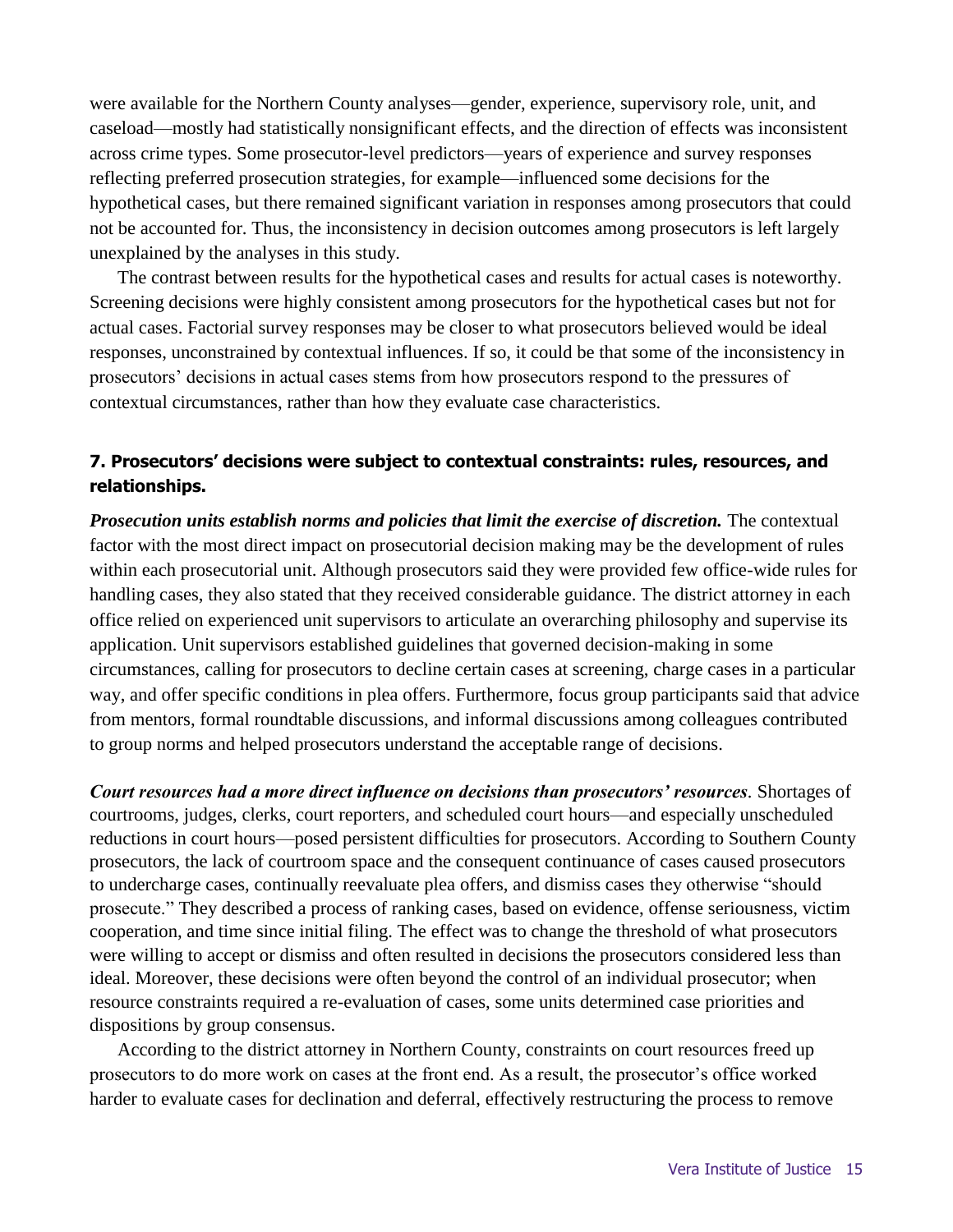were available for the Northern County analyses—gender, experience, supervisory role, unit, and caseload—mostly had statistically nonsignificant effects, and the direction of effects was inconsistent across crime types. Some prosecutor-level predictors—years of experience and survey responses reflecting preferred prosecution strategies, for example—influenced some decisions for the hypothetical cases, but there remained significant variation in responses among prosecutors that could not be accounted for. Thus, the inconsistency in decision outcomes among prosecutors is left largely unexplained by the analyses in this study.

The contrast between results for the hypothetical cases and results for actual cases is noteworthy. Screening decisions were highly consistent among prosecutors for the hypothetical cases but not for actual cases. Factorial survey responses may be closer to what prosecutors believed would be ideal responses, unconstrained by contextual influences. If so, it could be that some of the inconsistency in prosecutors' decisions in actual cases stems from how prosecutors respond to the pressures of contextual circumstances, rather than how they evaluate case characteristics.

### 7. Prosecutors' decisions were subject to contextual constraints: rules, resources, and relationships.

***Prosecution units establish norms and policies that limit the exercise of discretion.*** The contextual factor with the most direct impact on prosecutorial decision making may be the development of rules within each prosecutorial unit. Although prosecutors said they were provided few office-wide rules for handling cases, they also stated that they received considerable guidance. The district attorney in each office relied on experienced unit supervisors to articulate an overarching philosophy and supervise its application. Unit supervisors established guidelines that governed decision-making in some circumstances, calling for prosecutors to decline certain cases at screening, charge cases in a particular way, and offer specific conditions in plea offers. Furthermore, focus group participants said that advice from mentors, formal roundtable discussions, and informal discussions among colleagues contributed to group norms and helped prosecutors understand the acceptable range of decisions.

***Court resources had a more direct influence on decisions than prosecutors' resources***. Shortages of courtrooms, judges, clerks, court reporters, and scheduled court hours—and especially unscheduled reductions in court hours—posed persistent difficulties for prosecutors. According to Southern County prosecutors, the lack of courtroom space and the consequent continuance of cases caused prosecutors to undercharge cases, continually reevaluate plea offers, and dismiss cases they otherwise "should prosecute." They described a process of ranking cases, based on evidence, offense seriousness, victim cooperation, and time since initial filing. The effect was to change the threshold of what prosecutors were willing to accept or dismiss and often resulted in decisions the prosecutors considered less than ideal. Moreover, these decisions were often beyond the control of an individual prosecutor; when resource constraints required a re-evaluation of cases, some units determined case priorities and dispositions by group consensus.

According to the district attorney in Northern County, constraints on court resources freed up prosecutors to do more work on cases at the front end. As a result, the prosecutor's office worked harder to evaluate cases for declination and deferral, effectively restructuring the process to remove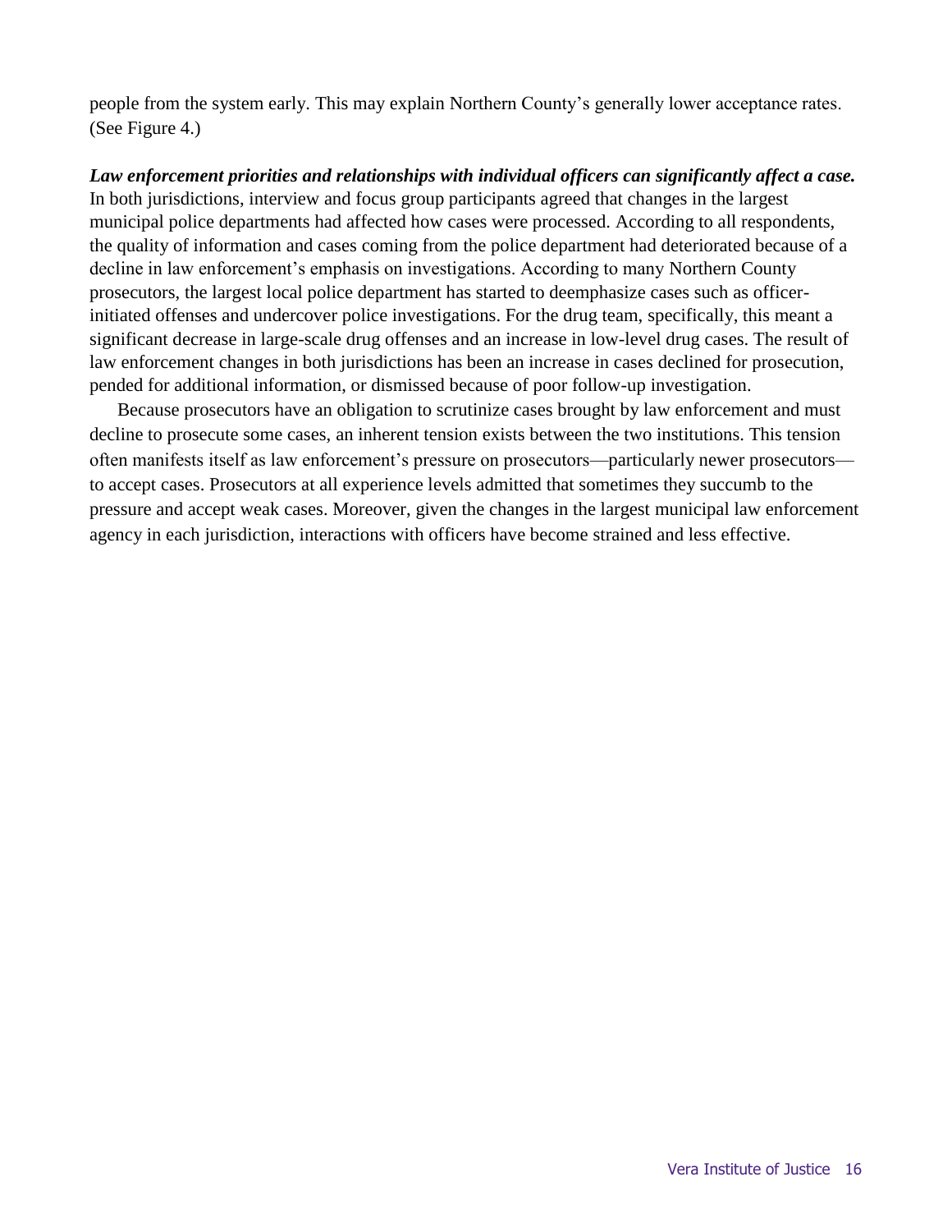people from the system early. This may explain Northern County's generally lower acceptance rates. (See Figure 4.)

***Law enforcement priorities and relationships with individual officers can significantly affect a case.*** In both jurisdictions, interview and focus group participants agreed that changes in the largest municipal police departments had affected how cases were processed. According to all respondents, the quality of information and cases coming from the police department had deteriorated because of a decline in law enforcement's emphasis on investigations. According to many Northern County prosecutors, the largest local police department has started to deemphasize cases such as officer-initiated offenses and undercover police investigations. For the drug team, specifically, this meant a significant decrease in large-scale drug offenses and an increase in low-level drug cases. The result of law enforcement changes in both jurisdictions has been an increase in cases declined for prosecution, pended for additional information, or dismissed because of poor follow-up investigation.

Because prosecutors have an obligation to scrutinize cases brought by law enforcement and must decline to prosecute some cases, an inherent tension exists between the two institutions. This tension often manifests itself as law enforcement's pressure on prosecutors—particularly newer prosecutors—to accept cases. Prosecutors at all experience levels admitted that sometimes they succumb to the pressure and accept weak cases. Moreover, given the changes in the largest municipal law enforcement agency in each jurisdiction, interactions with officers have become strained and less effective.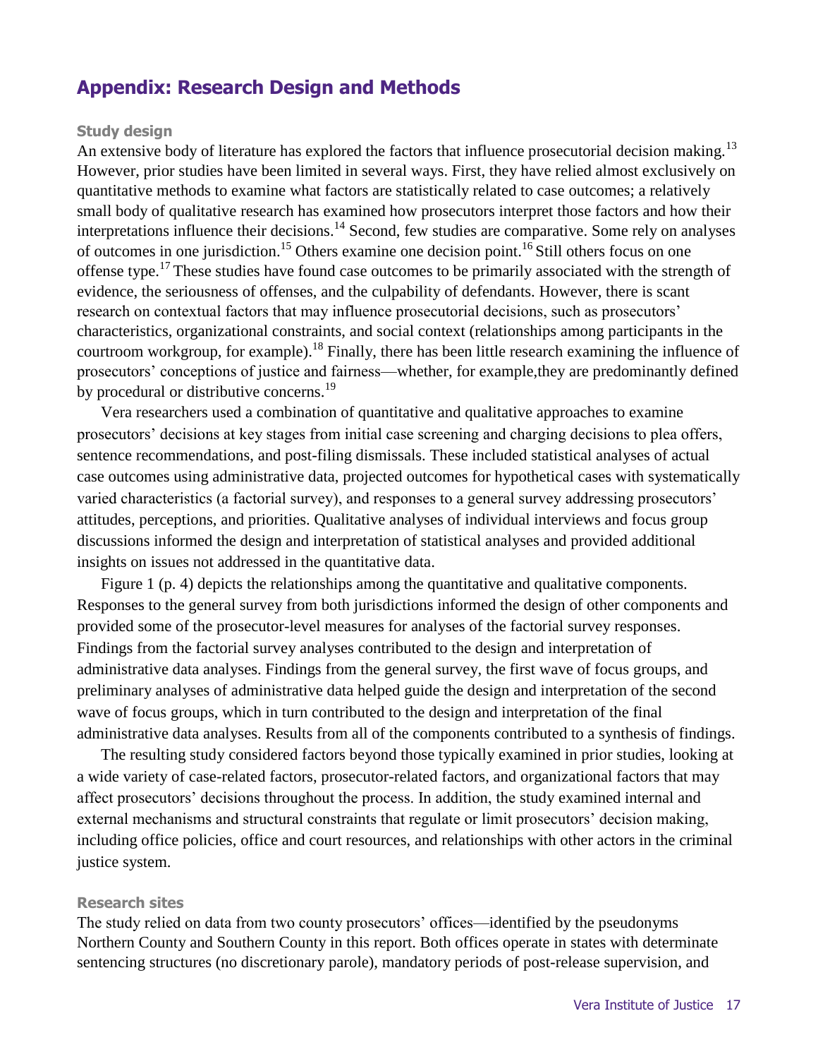# Appendix: Research Design and Methods

### Study design

An extensive body of literature has explored the factors that influence prosecutorial decision making.[13] However, prior studies have been limited in several ways. First, they have relied almost exclusively on quantitative methods to examine what factors are statistically related to case outcomes; a relatively small body of qualitative research has examined how prosecutors interpret those factors and how their interpretations influence their decisions.[14] Second, few studies are comparative. Some rely on analyses of outcomes in one jurisdiction.[15] Others examine one decision point.[16] Still others focus on one offense type.[17] These studies have found case outcomes to be primarily associated with the strength of evidence, the seriousness of offenses, and the culpability of defendants. However, there is scant research on contextual factors that may influence prosecutorial decisions, such as prosecutors' characteristics, organizational constraints, and social context (relationships among participants in the courtroom workgroup, for example).[18] Finally, there has been little research examining the influence of prosecutors' conceptions of justice and fairness—whether, for example,they are predominantly defined by procedural or distributive concerns.[19]

Vera researchers used a combination of quantitative and qualitative approaches to examine prosecutors' decisions at key stages from initial case screening and charging decisions to plea offers, sentence recommendations, and post-filing dismissals. These included statistical analyses of actual case outcomes using administrative data, projected outcomes for hypothetical cases with systematically varied characteristics (a factorial survey), and responses to a general survey addressing prosecutors' attitudes, perceptions, and priorities. Qualitative analyses of individual interviews and focus group discussions informed the design and interpretation of statistical analyses and provided additional insights on issues not addressed in the quantitative data.

Figure 1 (p. 4) depicts the relationships among the quantitative and qualitative components. Responses to the general survey from both jurisdictions informed the design of other components and provided some of the prosecutor-level measures for analyses of the factorial survey responses. Findings from the factorial survey analyses contributed to the design and interpretation of administrative data analyses. Findings from the general survey, the first wave of focus groups, and preliminary analyses of administrative data helped guide the design and interpretation of the second wave of focus groups, which in turn contributed to the design and interpretation of the final administrative data analyses. Results from all of the components contributed to a synthesis of findings.

The resulting study considered factors beyond those typically examined in prior studies, looking at a wide variety of case-related factors, prosecutor-related factors, and organizational factors that may affect prosecutors' decisions throughout the process. In addition, the study examined internal and external mechanisms and structural constraints that regulate or limit prosecutors' decision making, including office policies, office and court resources, and relationships with other actors in the criminal justice system.

### Research sites

The study relied on data from two county prosecutors' offices—identified by the pseudonyms Northern County and Southern County in this report. Both offices operate in states with determinate sentencing structures (no discretionary parole), mandatory periods of post-release supervision, and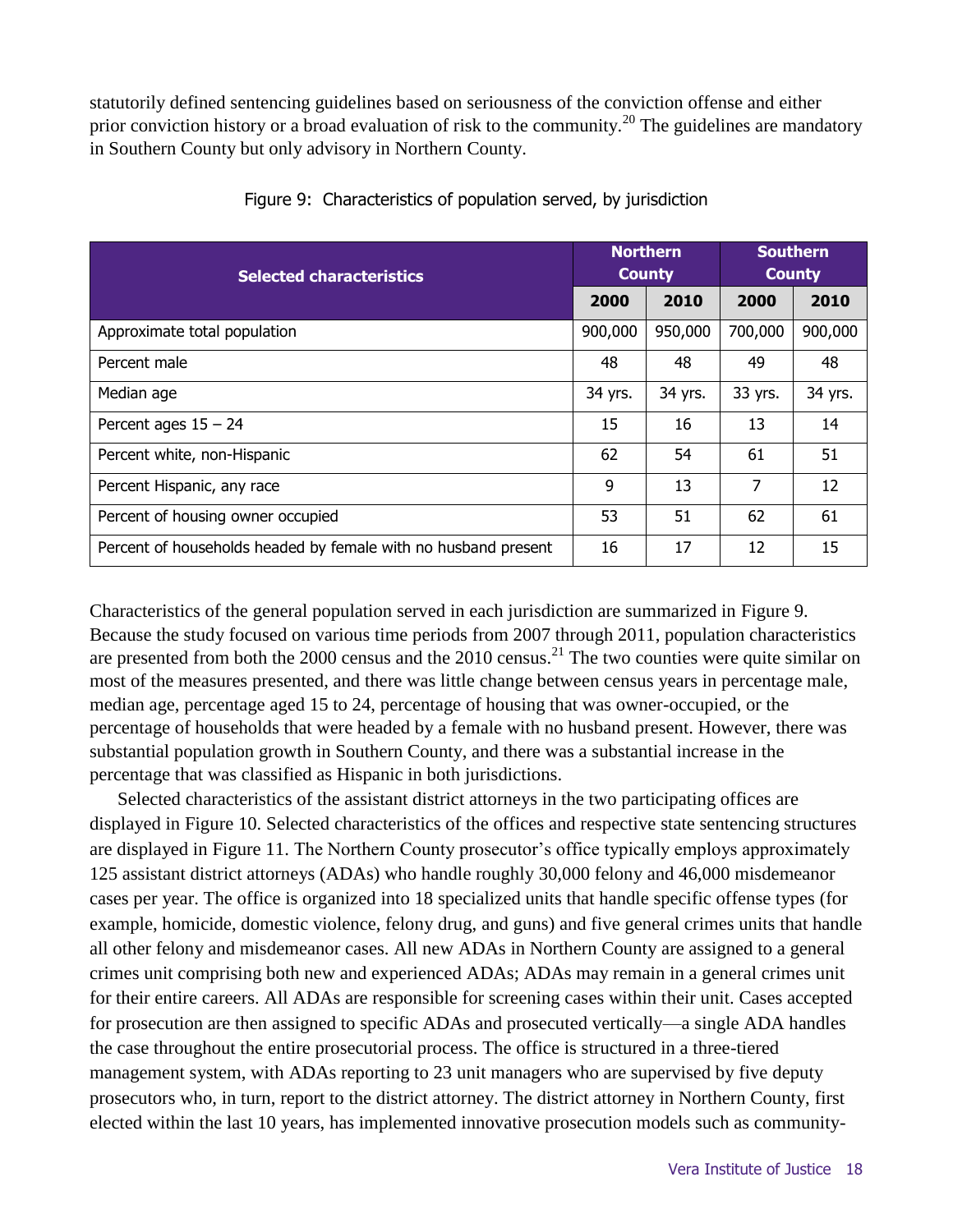statutorily defined sentencing guidelines based on seriousness of the conviction offense and either prior conviction history or a broad evaluation of risk to the community.[20] The guidelines are mandatory in Southern County but only advisory in Northern County.

Figure 9: Characteristics of population served, by jurisdiction

| Selected characteristics | Northern County | | Southern County | |
|---|---|---|---|---|
| | 2000 | 2010 | 2000 | 2010 |
| Approximate total population | 900,000 | 950,000 | 700,000 | 900,000 |
| Percent male | 48 | 48 | 49 | 48 |
| Median age | 34 yrs. | 34 yrs. | 33 yrs. | 34 yrs. |
| Percent ages 15 – 24 | 15 | 16 | 13 | 14 |
| Percent white, non-Hispanic | 62 | 54 | 61 | 51 |
| Percent Hispanic, any race | 9 | 13 | 7 | 12 |
| Percent of housing owner occupied | 53 | 51 | 62 | 61 |
| Percent of households headed by female with no husband present | 16 | 17 | 12 | 15 |

Characteristics of the general population served in each jurisdiction are summarized in Figure 9. Because the study focused on various time periods from 2007 through 2011, population characteristics are presented from both the 2000 census and the 2010 census.[21] The two counties were quite similar on most of the measures presented, and there was little change between census years in percentage male, median age, percentage aged 15 to 24, percentage of housing that was owner-occupied, or the percentage of households that were headed by a female with no husband present. However, there was substantial population growth in Southern County, and there was a substantial increase in the percentage that was classified as Hispanic in both jurisdictions.

Selected characteristics of the assistant district attorneys in the two participating offices are displayed in Figure 10. Selected characteristics of the offices and respective state sentencing structures are displayed in Figure 11. The Northern County prosecutor's office typically employs approximately 125 assistant district attorneys (ADAs) who handle roughly 30,000 felony and 46,000 misdemeanor cases per year. The office is organized into 18 specialized units that handle specific offense types (for example, homicide, domestic violence, felony drug, and guns) and five general crimes units that handle all other felony and misdemeanor cases. All new ADAs in Northern County are assigned to a general crimes unit comprising both new and experienced ADAs; ADAs may remain in a general crimes unit for their entire careers. All ADAs are responsible for screening cases within their unit. Cases accepted for prosecution are then assigned to specific ADAs and prosecuted vertically—a single ADA handles the case throughout the entire prosecutorial process. The office is structured in a three-tiered management system, with ADAs reporting to 23 unit managers who are supervised by five deputy prosecutors who, in turn, report to the district attorney. The district attorney in Northern County, first elected within the last 10 years, has implemented innovative prosecution models such as community-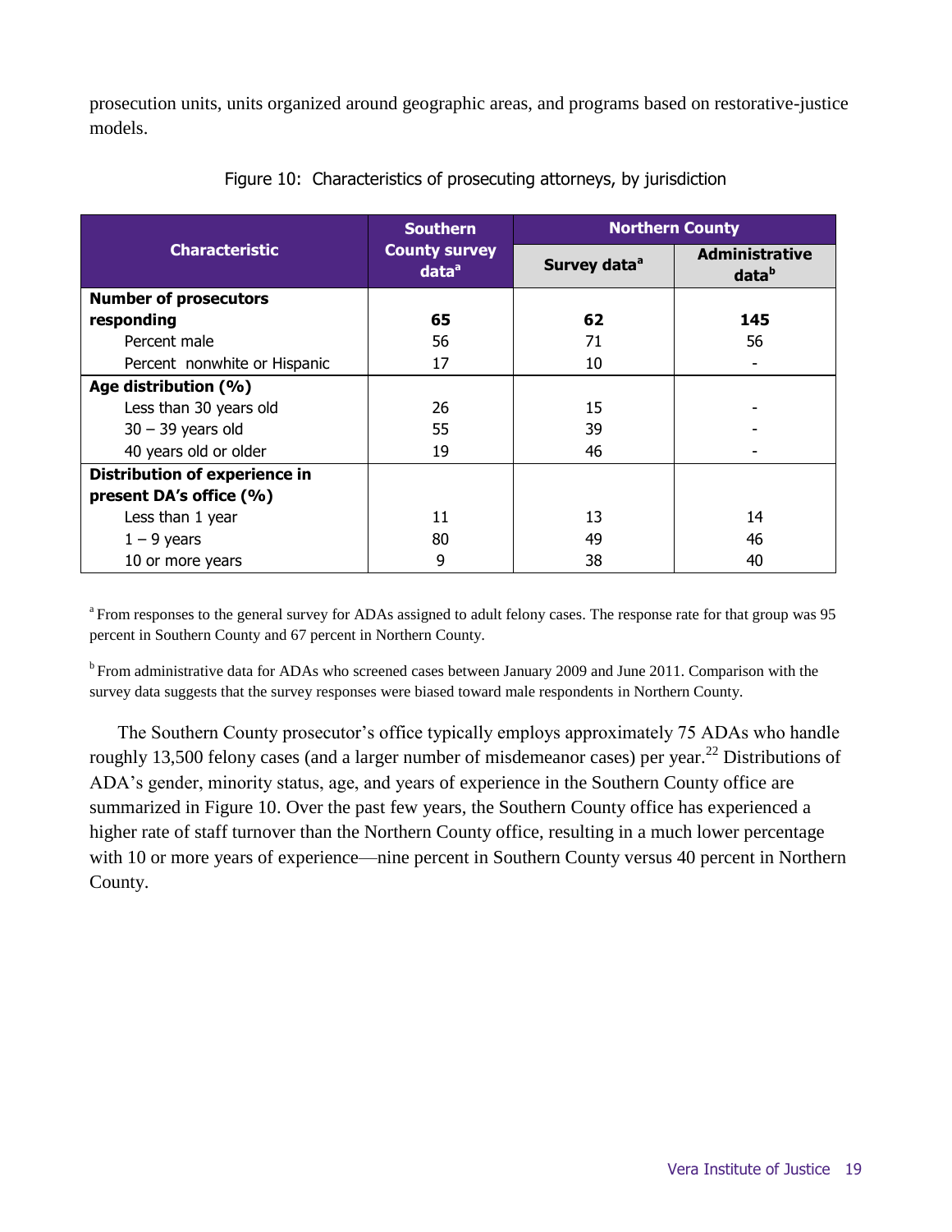prosecution units, units organized around geographic areas, and programs based on restorative-justice models.

Figure 10: Characteristics of prosecuting attorneys, by jurisdiction

| Characteristic | Southern County survey data[a] | Northern County | |
|---|---|---|---|
| | | Survey data[a] | Administrative data[b] |
| **Number of prosecutors responding** | **65** | **62** | **145** |
| Percent male | 56 | 71 | 56 |
| Percent nonwhite or Hispanic | 17 | 10 | - |
| **Age distribution (%)** | | | |
| Less than 30 years old | 26 | 15 | - |
| 30 – 39 years old | 55 | 39 | - |
| 40 years old or older | 19 | 46 | - |
| **Distribution of experience in present DA's office (%)** | | | |
| Less than 1 year | 11 | 13 | 14 |
| 1 – 9 years | 80 | 49 | 46 |
| 10 or more years | 9 | 38 | 40 |

[a] From responses to the general survey for ADAs assigned to adult felony cases. The response rate for that group was 95 percent in Southern County and 67 percent in Northern County.

[b] From administrative data for ADAs who screened cases between January 2009 and June 2011. Comparison with the survey data suggests that the survey responses were biased toward male respondents in Northern County.

The Southern County prosecutor's office typically employs approximately 75 ADAs who handle roughly 13,500 felony cases (and a larger number of misdemeanor cases) per year.[22] Distributions of ADA's gender, minority status, age, and years of experience in the Southern County office are summarized in Figure 10. Over the past few years, the Southern County office has experienced a higher rate of staff turnover than the Northern County office, resulting in a much lower percentage with 10 or more years of experience—nine percent in Southern County versus 40 percent in Northern County.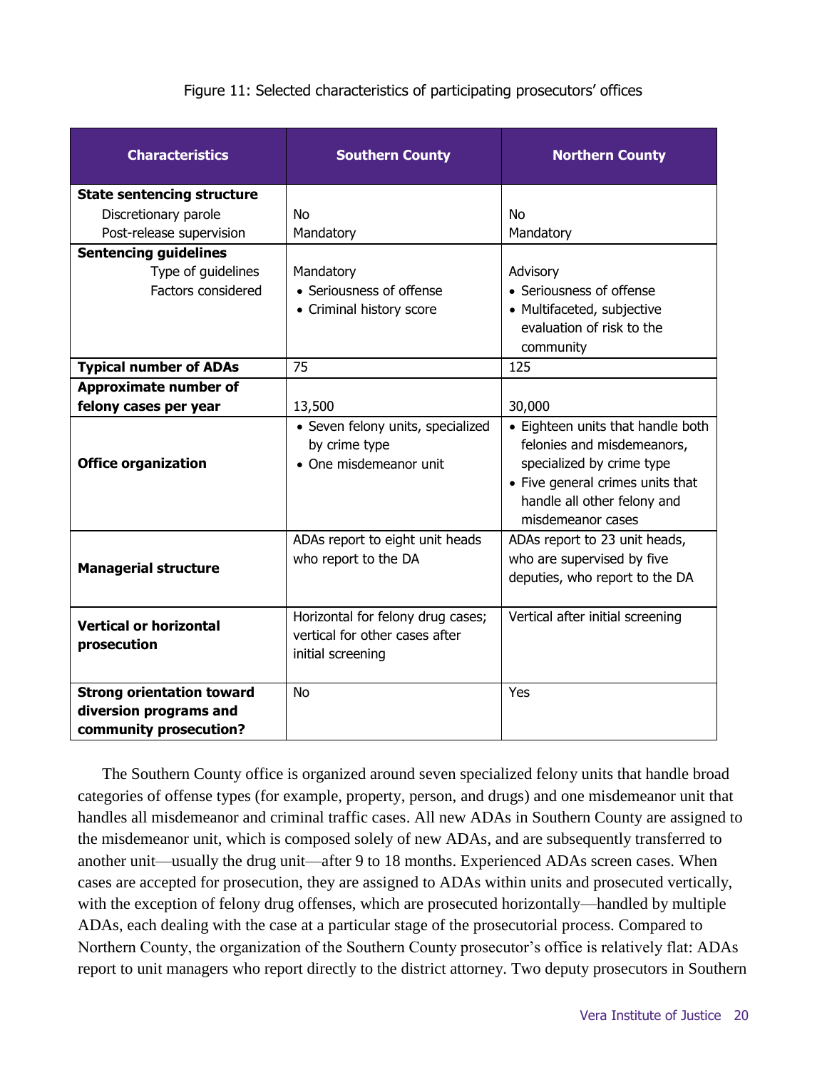Figure 11: Selected characteristics of participating prosecutors' offices

| Characteristics | Southern County | Northern County |
|---|---|---|
| **State sentencing structure**<br>Discretionary parole<br>Post-release supervision | <br>No<br>Mandatory | <br>No<br>Mandatory |
| **Sentencing guidelines**<br>Type of guidelines<br>Factors considered | <br>Mandatory<br>• Seriousness of offense<br>• Criminal history score | <br>Advisory<br>• Seriousness of offense<br>• Multifaceted, subjective evaluation of risk to the community |
| **Typical number of ADAs** | 75 | 125 |
| **Approximate number of felony cases per year** | 13,500 | 30,000 |
| **Office organization** | • Seven felony units, specialized by crime type<br>• One misdemeanor unit | • Eighteen units that handle both felonies and misdemeanors, specialized by crime type<br>• Five general crimes units that handle all other felony and misdemeanor cases |
| **Managerial structure** | ADAs report to eight unit heads who report to the DA | ADAs report to 23 unit heads, who are supervised by five deputies, who report to the DA |
| **Vertical or horizontal prosecution** | Horizontal for felony drug cases; vertical for other cases after initial screening | Vertical after initial screening |
| **Strong orientation toward diversion programs and community prosecution?** | No | Yes |

The Southern County office is organized around seven specialized felony units that handle broad categories of offense types (for example, property, person, and drugs) and one misdemeanor unit that handles all misdemeanor and criminal traffic cases. All new ADAs in Southern County are assigned to the misdemeanor unit, which is composed solely of new ADAs, and are subsequently transferred to another unit—usually the drug unit—after 9 to 18 months. Experienced ADAs screen cases. When cases are accepted for prosecution, they are assigned to ADAs within units and prosecuted vertically, with the exception of felony drug offenses, which are prosecuted horizontally—handled by multiple ADAs, each dealing with the case at a particular stage of the prosecutorial process. Compared to Northern County, the organization of the Southern County prosecutor's office is relatively flat: ADAs report to unit managers who report directly to the district attorney. Two deputy prosecutors in Southern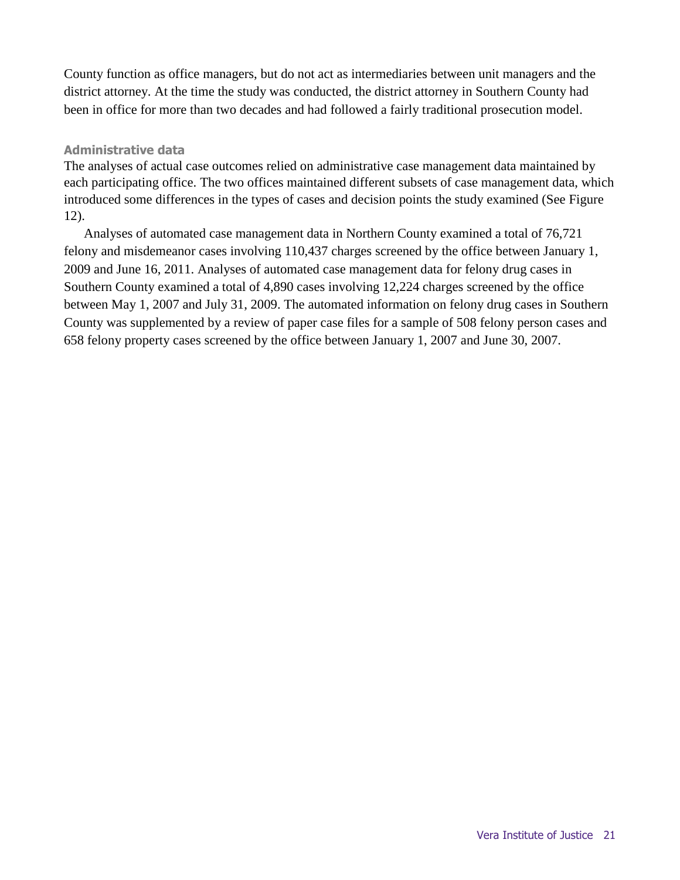County function as office managers, but do not act as intermediaries between unit managers and the district attorney. At the time the study was conducted, the district attorney in Southern County had been in office for more than two decades and had followed a fairly traditional prosecution model.

### Administrative data

The analyses of actual case outcomes relied on administrative case management data maintained by each participating office. The two offices maintained different subsets of case management data, which introduced some differences in the types of cases and decision points the study examined (See Figure 12).

Analyses of automated case management data in Northern County examined a total of 76,721 felony and misdemeanor cases involving 110,437 charges screened by the office between January 1, 2009 and June 16, 2011. Analyses of automated case management data for felony drug cases in Southern County examined a total of 4,890 cases involving 12,224 charges screened by the office between May 1, 2007 and July 31, 2009. The automated information on felony drug cases in Southern County was supplemented by a review of paper case files for a sample of 508 felony person cases and 658 felony property cases screened by the office between January 1, 2007 and June 30, 2007.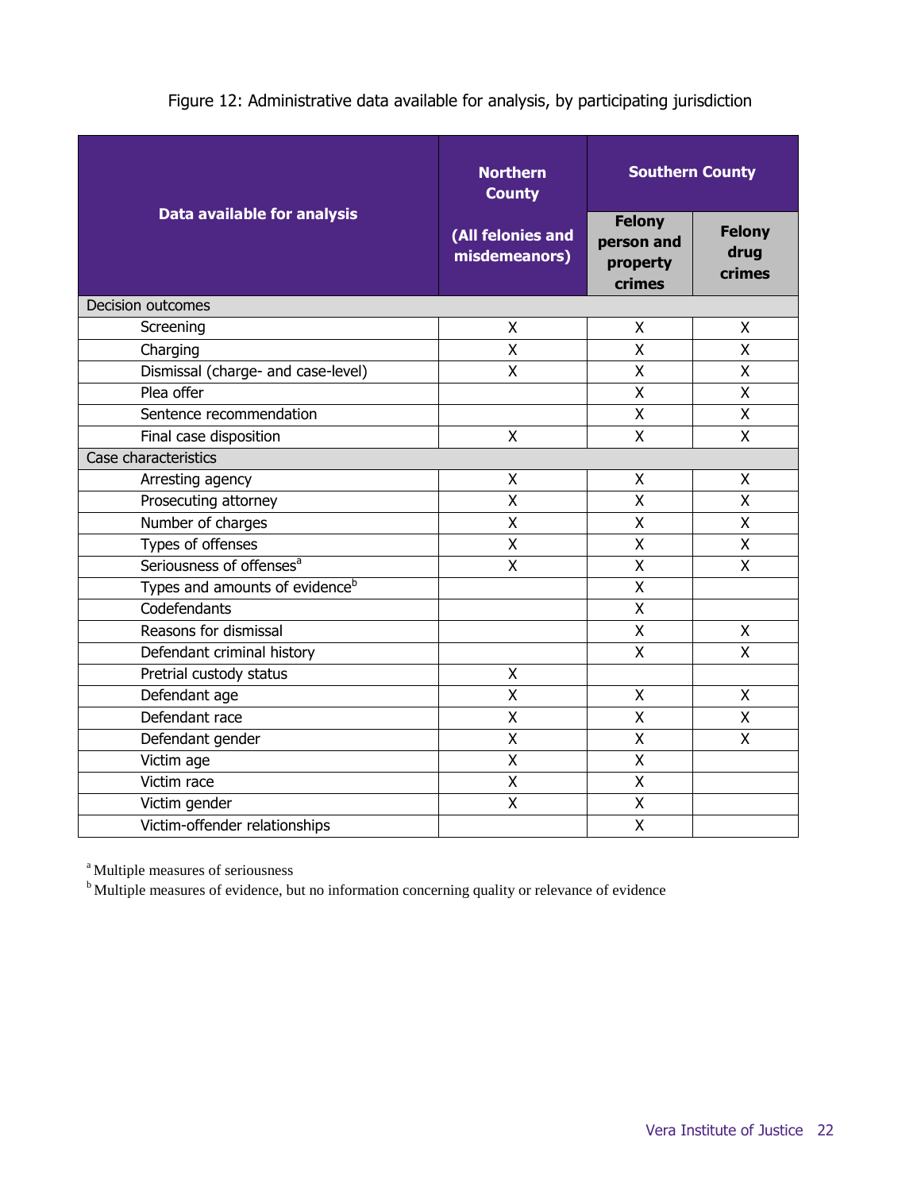Figure 12: Administrative data available for analysis, by participating jurisdiction

| Data available for analysis | Northern County (All felonies and misdemeanors) | Southern County | |
|---|---|---|---|
| | | Felony person and property crimes | Felony drug crimes |
| **Decision outcomes** | | | |
| Screening | X | X | X |
| Charging | X | X | X |
| Dismissal (charge- and case-level) | X | X | X |
| Plea offer | | X | X |
| Sentence recommendation | | X | X |
| Final case disposition | X | X | X |
| **Case characteristics** | | | |
| Arresting agency | X | X | X |
| Prosecuting attorney | X | X | X |
| Number of charges | X | X | X |
| Types of offenses | X | X | X |
| Seriousness of offenses[a] | X | X | X |
| Types and amounts of evidence[b] | | X | |
| Codefendants | | X | |
| Reasons for dismissal | | X | X |
| Defendant criminal history | | X | X |
| Pretrial custody status | X | | |
| Defendant age | X | X | X |
| Defendant race | X | X | X |
| Defendant gender | X | X | X |
| Victim age | X | X | |
| Victim race | X | X | |
| Victim gender | X | X | |
| Victim-offender relationships | | X | |

[a] Multiple measures of seriousness

[b] Multiple measures of evidence, but no information concerning quality or relevance of evidence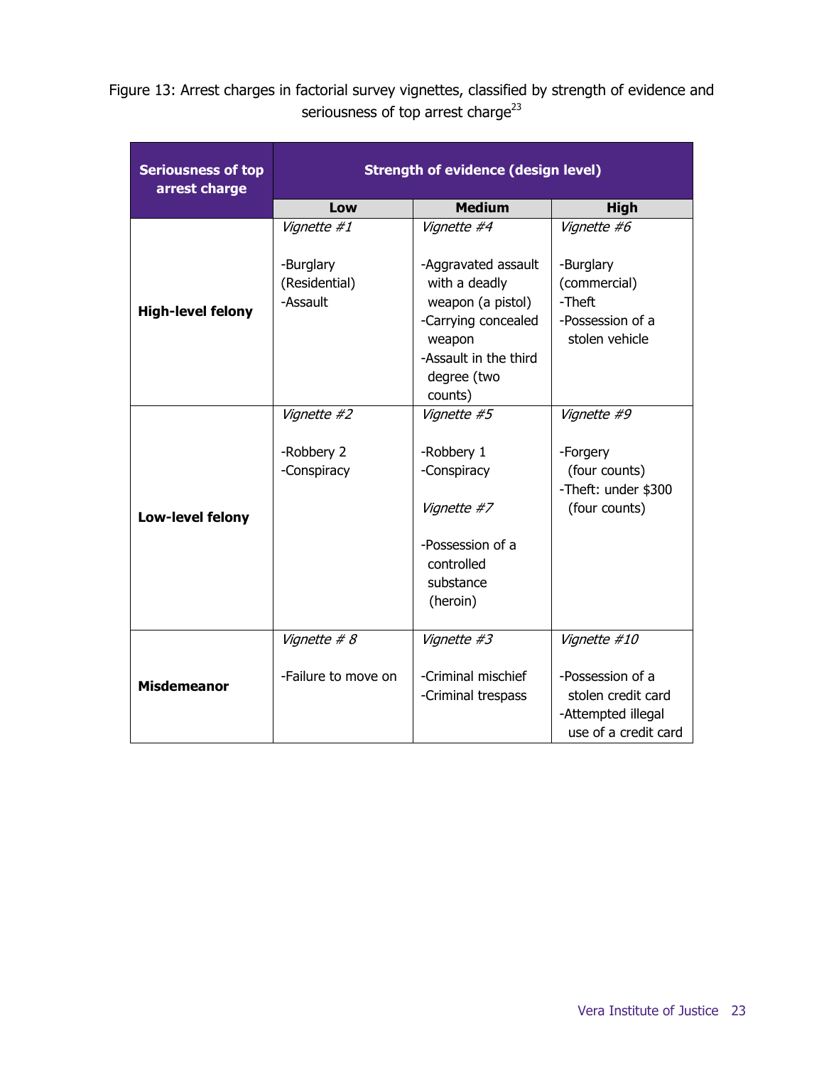Figure 13: Arrest charges in factorial survey vignettes, classified by strength of evidence and seriousness of top arrest charge[23]

| Seriousness of top arrest charge | Strength of evidence (design level) | | |
|---|---|---|---|
| | **Low** | **Medium** | **High** |
| **High-level felony** | *Vignette #1*<br><br>-Burglary (Residential)<br>-Assault | *Vignette #4*<br><br>-Aggravated assault with a deadly weapon (a pistol)<br>-Carrying concealed weapon<br>-Assault in the third degree (two counts) | *Vignette #6*<br><br>-Burglary (commercial)<br>-Theft<br>-Possession of a stolen vehicle |
| **Low-level felony** | *Vignette #2*<br><br>-Robbery 2<br>-Conspiracy | *Vignette #5*<br><br>-Robbery 1<br>-Conspiracy<br><br>*Vignette #7*<br><br>-Possession of a controlled substance (heroin) | *Vignette #9*<br><br>-Forgery (four counts)<br>-Theft: under $300 (four counts) |
| **Misdemeanor** | *Vignette # 8*<br><br>-Failure to move on | *Vignette #3*<br><br>-Criminal mischief<br>-Criminal trespass | *Vignette #10*<br><br>-Possession of a stolen credit card<br>-Attempted illegal use of a credit card |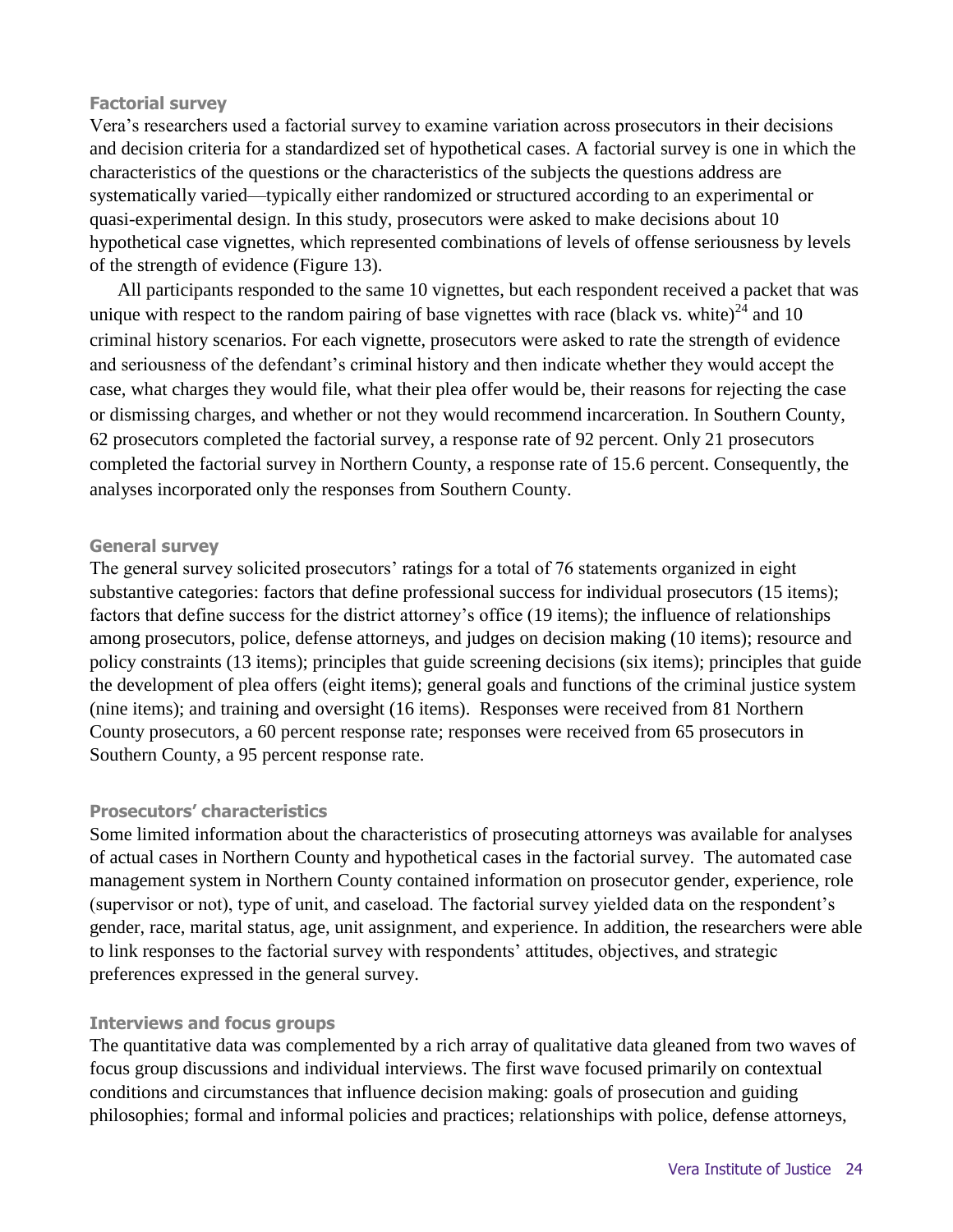### Factorial survey

Vera's researchers used a factorial survey to examine variation across prosecutors in their decisions and decision criteria for a standardized set of hypothetical cases. A factorial survey is one in which the characteristics of the questions or the characteristics of the subjects the questions address are systematically varied—typically either randomized or structured according to an experimental or quasi-experimental design. In this study, prosecutors were asked to make decisions about 10 hypothetical case vignettes, which represented combinations of levels of offense seriousness by levels of the strength of evidence (Figure 13).

All participants responded to the same 10 vignettes, but each respondent received a packet that was unique with respect to the random pairing of base vignettes with race (black vs. white)[24] and 10 criminal history scenarios. For each vignette, prosecutors were asked to rate the strength of evidence and seriousness of the defendant's criminal history and then indicate whether they would accept the case, what charges they would file, what their plea offer would be, their reasons for rejecting the case or dismissing charges, and whether or not they would recommend incarceration. In Southern County, 62 prosecutors completed the factorial survey, a response rate of 92 percent. Only 21 prosecutors completed the factorial survey in Northern County, a response rate of 15.6 percent. Consequently, the analyses incorporated only the responses from Southern County.

### General survey

The general survey solicited prosecutors' ratings for a total of 76 statements organized in eight substantive categories: factors that define professional success for individual prosecutors (15 items); factors that define success for the district attorney's office (19 items); the influence of relationships among prosecutors, police, defense attorneys, and judges on decision making (10 items); resource and policy constraints (13 items); principles that guide screening decisions (six items); principles that guide the development of plea offers (eight items); general goals and functions of the criminal justice system (nine items); and training and oversight (16 items). Responses were received from 81 Northern County prosecutors, a 60 percent response rate; responses were received from 65 prosecutors in Southern County, a 95 percent response rate.

### Prosecutors' characteristics

Some limited information about the characteristics of prosecuting attorneys was available for analyses of actual cases in Northern County and hypothetical cases in the factorial survey. The automated case management system in Northern County contained information on prosecutor gender, experience, role (supervisor or not), type of unit, and caseload. The factorial survey yielded data on the respondent's gender, race, marital status, age, unit assignment, and experience. In addition, the researchers were able to link responses to the factorial survey with respondents' attitudes, objectives, and strategic preferences expressed in the general survey.

### Interviews and focus groups

The quantitative data was complemented by a rich array of qualitative data gleaned from two waves of focus group discussions and individual interviews. The first wave focused primarily on contextual conditions and circumstances that influence decision making: goals of prosecution and guiding philosophies; formal and informal policies and practices; relationships with police, defense attorneys,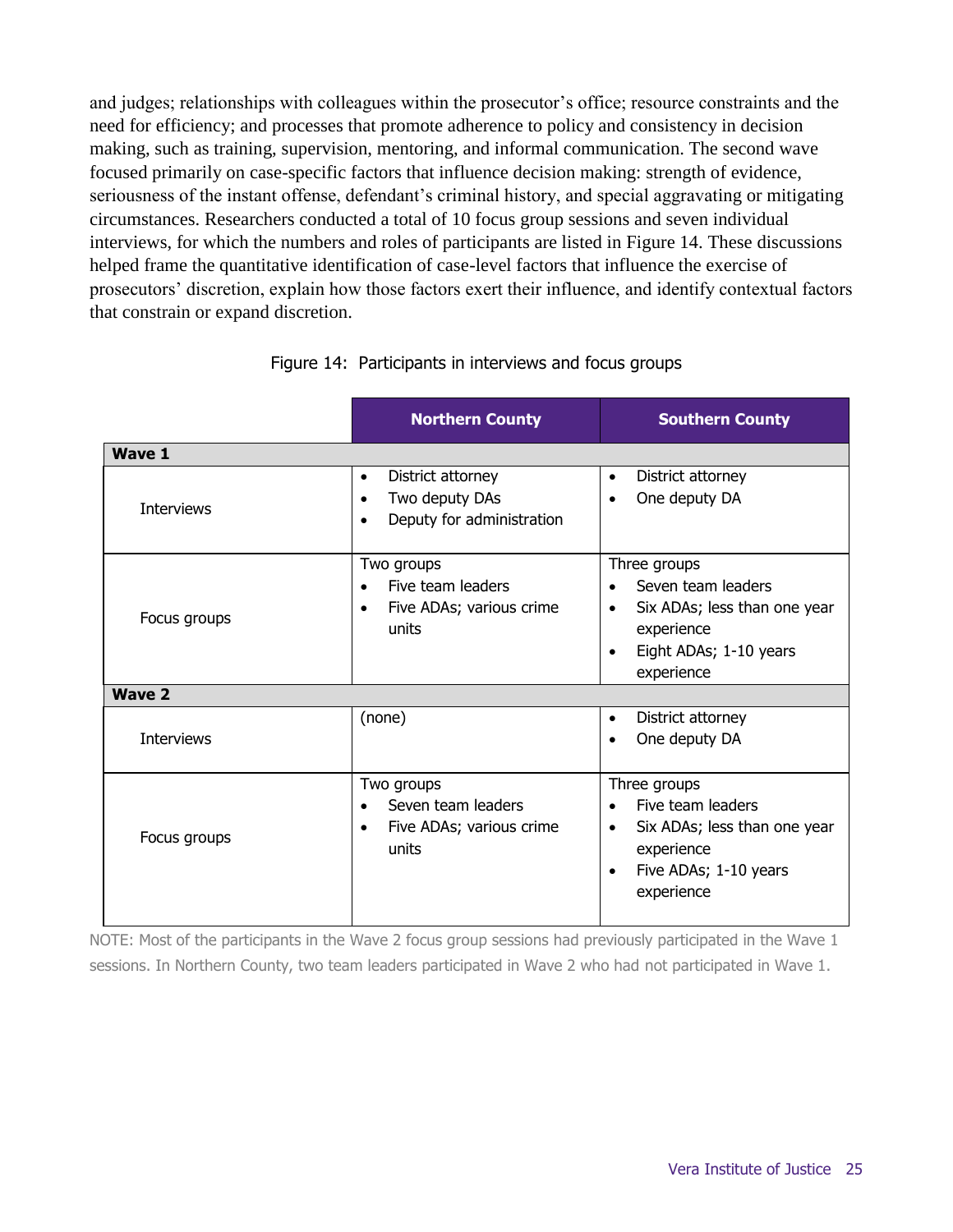and judges; relationships with colleagues within the prosecutor's office; resource constraints and the need for efficiency; and processes that promote adherence to policy and consistency in decision making, such as training, supervision, mentoring, and informal communication. The second wave focused primarily on case-specific factors that influence decision making: strength of evidence, seriousness of the instant offense, defendant's criminal history, and special aggravating or mitigating circumstances. Researchers conducted a total of 10 focus group sessions and seven individual interviews, for which the numbers and roles of participants are listed in Figure 14. These discussions helped frame the quantitative identification of case-level factors that influence the exercise of prosecutors' discretion, explain how those factors exert their influence, and identify contextual factors that constrain or expand discretion.

Figure 14: Participants in interviews and focus groups

| | Northern County | Southern County |
|---|---|---|
| **Wave 1** | | |
| Interviews | • District attorney<br>• Two deputy DAs<br>• Deputy for administration | • District attorney<br>• One deputy DA |
| Focus groups | Two groups<br>• Five team leaders<br>• Five ADAs; various crime units | Three groups<br>• Seven team leaders<br>• Six ADAs; less than one year experience<br>• Eight ADAs; 1-10 years experience |
| **Wave 2** | | |
| Interviews | (none) | • District attorney<br>• One deputy DA |
| Focus groups | Two groups<br>• Seven team leaders<br>• Five ADAs; various crime units | Three groups<br>• Five team leaders<br>• Six ADAs; less than one year experience<br>• Five ADAs; 1-10 years experience |

NOTE: Most of the participants in the Wave 2 focus group sessions had previously participated in the Wave 1 sessions. In Northern County, two team leaders participated in Wave 2 who had not participated in Wave 1.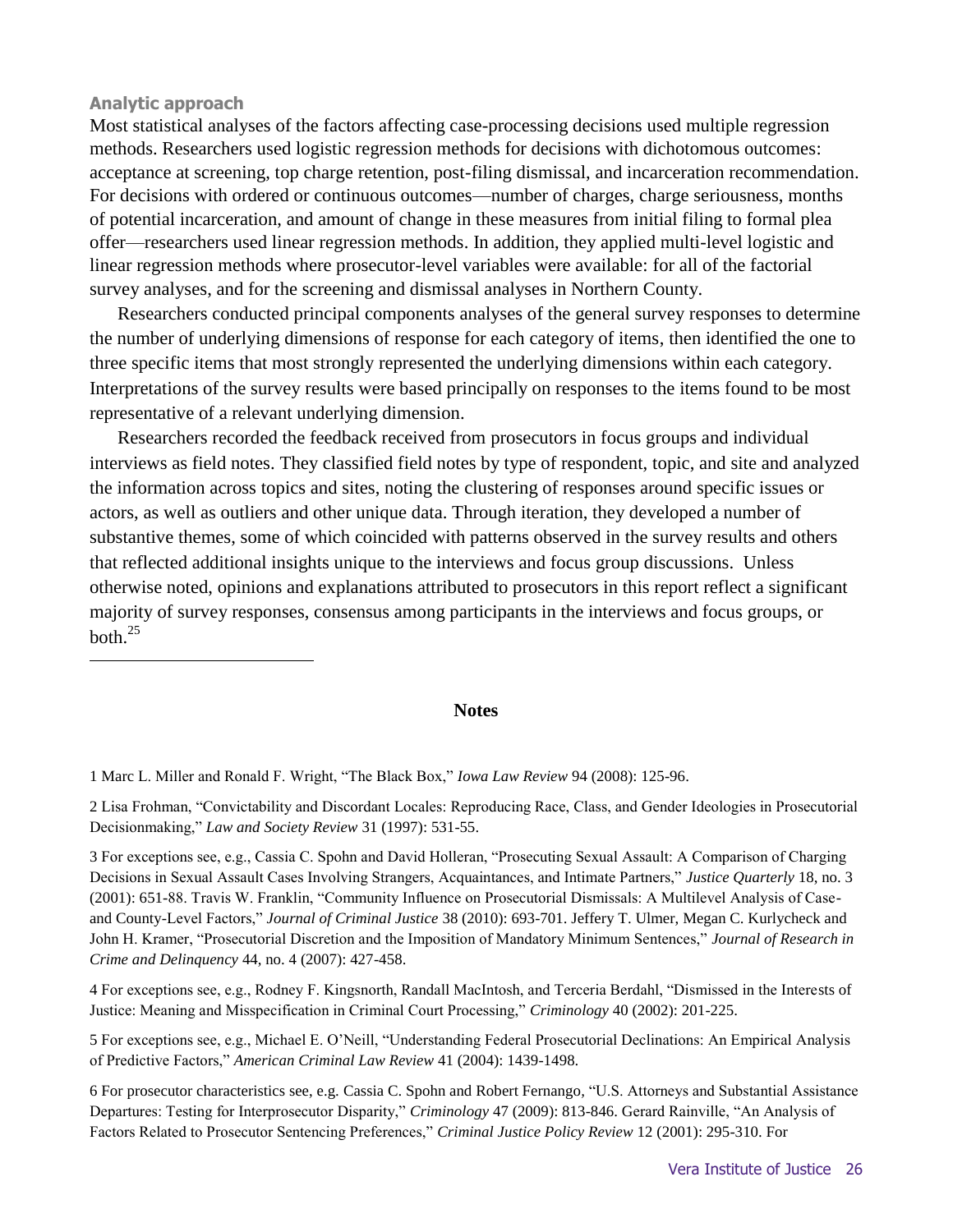### Analytic approach

Most statistical analyses of the factors affecting case-processing decisions used multiple regression methods. Researchers used logistic regression methods for decisions with dichotomous outcomes: acceptance at screening, top charge retention, post-filing dismissal, and incarceration recommendation. For decisions with ordered or continuous outcomes—number of charges, charge seriousness, months of potential incarceration, and amount of change in these measures from initial filing to formal plea offer—researchers used linear regression methods. In addition, they applied multi-level logistic and linear regression methods where prosecutor-level variables were available: for all of the factorial survey analyses, and for the screening and dismissal analyses in Northern County.

Researchers conducted principal components analyses of the general survey responses to determine the number of underlying dimensions of response for each category of items, then identified the one to three specific items that most strongly represented the underlying dimensions within each category. Interpretations of the survey results were based principally on responses to the items found to be most representative of a relevant underlying dimension.

Researchers recorded the feedback received from prosecutors in focus groups and individual interviews as field notes. They classified field notes by type of respondent, topic, and site and analyzed the information across topics and sites, noting the clustering of responses around specific issues or actors, as well as outliers and other unique data. Through iteration, they developed a number of substantive themes, some of which coincided with patterns observed in the survey results and others that reflected additional insights unique to the interviews and focus group discussions. Unless otherwise noted, opinions and explanations attributed to prosecutors in this report reflect a significant majority of survey responses, consensus among participants in the interviews and focus groups, or both.[25]

---

## Notes

1 Marc L. Miller and Ronald F. Wright, "The Black Box," *Iowa Law Review* 94 (2008): 125-96.

2 Lisa Frohman, "Convictability and Discordant Locales: Reproducing Race, Class, and Gender Ideologies in Prosecutorial Decisionmaking," *Law and Society Review* 31 (1997): 531-55.

3 For exceptions see, e.g., Cassia C. Spohn and David Holleran, "Prosecuting Sexual Assault: A Comparison of Charging Decisions in Sexual Assault Cases Involving Strangers, Acquaintances, and Intimate Partners," *Justice Quarterly* 18, no. 3 (2001): 651-88. Travis W. Franklin, "Community Influence on Prosecutorial Dismissals: A Multilevel Analysis of Case- and County-Level Factors," *Journal of Criminal Justice* 38 (2010): 693-701. Jeffery T. Ulmer, Megan C. Kurlycheck and John H. Kramer, "Prosecutorial Discretion and the Imposition of Mandatory Minimum Sentences," *Journal of Research in Crime and Delinquency* 44, no. 4 (2007): 427-458.

4 For exceptions see, e.g., Rodney F. Kingsnorth, Randall MacIntosh, and Terceria Berdahl, "Dismissed in the Interests of Justice: Meaning and Misspecification in Criminal Court Processing," *Criminology* 40 (2002): 201-225.

5 For exceptions see, e.g., Michael E. O'Neill, "Understanding Federal Prosecutorial Declinations: An Empirical Analysis of Predictive Factors," *American Criminal Law Review* 41 (2004): 1439-1498.

6 For prosecutor characteristics see, e.g. Cassia C. Spohn and Robert Fernango, "U.S. Attorneys and Substantial Assistance Departures: Testing for Interprosecutor Disparity," *Criminology* 47 (2009): 813-846. Gerard Rainville, "An Analysis of Factors Related to Prosecutor Sentencing Preferences," *Criminal Justice Policy Review* 12 (2001): 295-310. For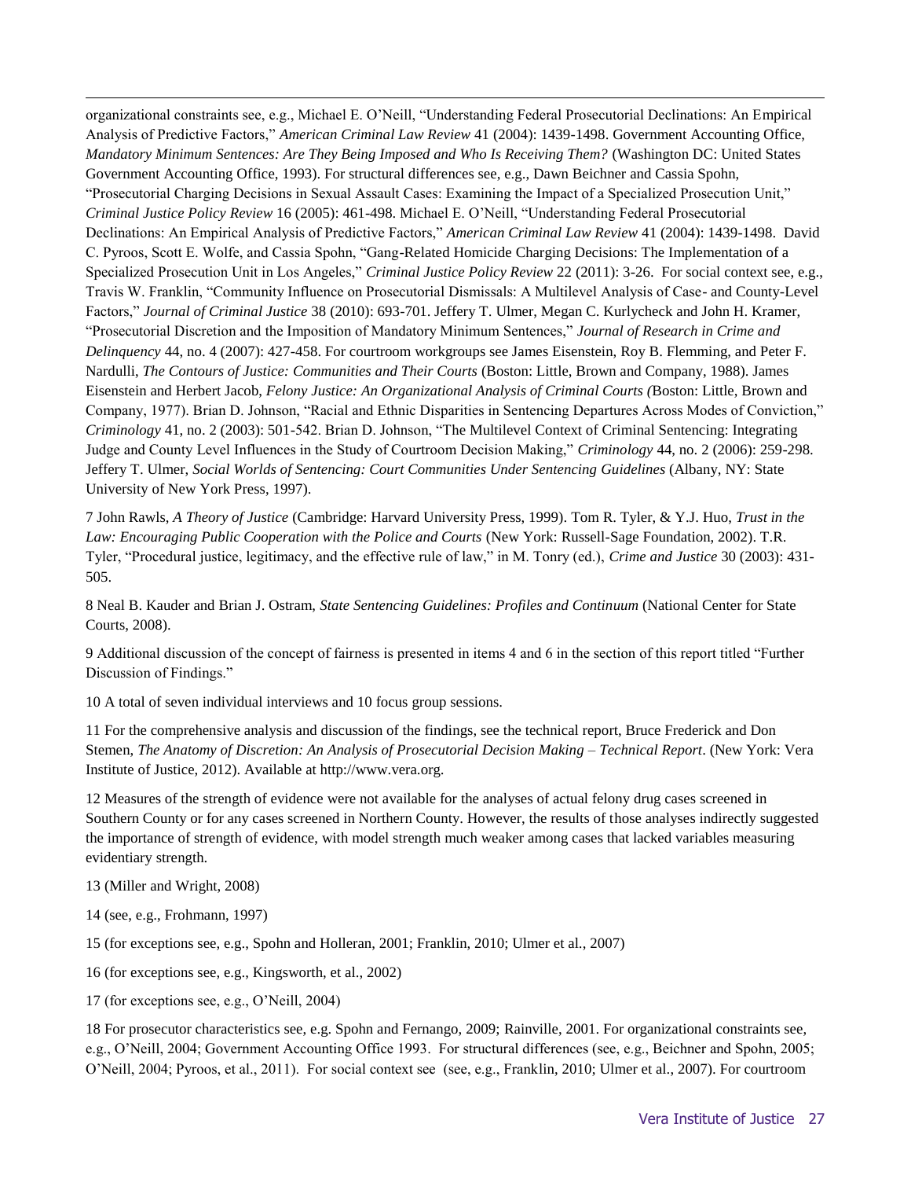organizational constraints see, e.g., Michael E. O'Neill, "Understanding Federal Prosecutorial Declinations: An Empirical Analysis of Predictive Factors," *American Criminal Law Review* 41 (2004): 1439-1498. Government Accounting Office, *Mandatory Minimum Sentences: Are They Being Imposed and Who Is Receiving Them?* (Washington DC: United States Government Accounting Office, 1993). For structural differences see, e.g., Dawn Beichner and Cassia Spohn, "Prosecutorial Charging Decisions in Sexual Assault Cases: Examining the Impact of a Specialized Prosecution Unit," *Criminal Justice Policy Review* 16 (2005): 461-498. Michael E. O'Neill, "Understanding Federal Prosecutorial Declinations: An Empirical Analysis of Predictive Factors," *American Criminal Law Review* 41 (2004): 1439-1498. David C. Pyroos, Scott E. Wolfe, and Cassia Spohn, "Gang-Related Homicide Charging Decisions: The Implementation of a Specialized Prosecution Unit in Los Angeles," *Criminal Justice Policy Review* 22 (2011): 3-26. For social context see, e.g., Travis W. Franklin, "Community Influence on Prosecutorial Dismissals: A Multilevel Analysis of Case- and County-Level Factors," *Journal of Criminal Justice* 38 (2010): 693-701. Jeffery T. Ulmer, Megan C. Kurlycheck and John H. Kramer, "Prosecutorial Discretion and the Imposition of Mandatory Minimum Sentences," *Journal of Research in Crime and Delinquency* 44, no. 4 (2007): 427-458. For courtroom workgroups see James Eisenstein, Roy B. Flemming, and Peter F. Nardulli, *The Contours of Justice: Communities and Their Courts* (Boston: Little, Brown and Company, 1988). James Eisenstein and Herbert Jacob, *Felony Justice: An Organizational Analysis of Criminal Courts (*Boston: Little, Brown and Company, 1977). Brian D. Johnson, "Racial and Ethnic Disparities in Sentencing Departures Across Modes of Conviction," *Criminology* 41, no. 2 (2003): 501-542. Brian D. Johnson, "The Multilevel Context of Criminal Sentencing: Integrating Judge and County Level Influences in the Study of Courtroom Decision Making," *Criminology* 44, no. 2 (2006): 259-298. Jeffery T. Ulmer, *Social Worlds of Sentencing: Court Communities Under Sentencing Guidelines* (Albany, NY: State University of New York Press, 1997).

7 John Rawls, *A Theory of Justice* (Cambridge: Harvard University Press, 1999). Tom R. Tyler, & Y.J. Huo, *Trust in the Law: Encouraging Public Cooperation with the Police and Courts* (New York: Russell-Sage Foundation, 2002). T.R. Tyler, "Procedural justice, legitimacy, and the effective rule of law," in M. Tonry (ed.), *Crime and Justice* 30 (2003): 431-505.

8 Neal B. Kauder and Brian J. Ostram, *State Sentencing Guidelines: Profiles and Continuum* (National Center for State Courts, 2008).

9 Additional discussion of the concept of fairness is presented in items 4 and 6 in the section of this report titled "Further Discussion of Findings."

10 A total of seven individual interviews and 10 focus group sessions.

11 For the comprehensive analysis and discussion of the findings, see the technical report, Bruce Frederick and Don Stemen, *The Anatomy of Discretion: An Analysis of Prosecutorial Decision Making – Technical Report*. (New York: Vera Institute of Justice, 2012). Available at http://www.vera.org.

12 Measures of the strength of evidence were not available for the analyses of actual felony drug cases screened in Southern County or for any cases screened in Northern County. However, the results of those analyses indirectly suggested the importance of strength of evidence, with model strength much weaker among cases that lacked variables measuring evidentiary strength.

13 (Miller and Wright, 2008)

14 (see, e.g., Frohmann, 1997)

15 (for exceptions see, e.g., Spohn and Holleran, 2001; Franklin, 2010; Ulmer et al., 2007)

16 (for exceptions see, e.g., Kingsworth, et al., 2002)

17 (for exceptions see, e.g., O'Neill, 2004)

18 For prosecutor characteristics see, e.g. Spohn and Fernango, 2009; Rainville, 2001. For organizational constraints see, e.g., O'Neill, 2004; Government Accounting Office 1993. For structural differences (see, e.g., Beichner and Spohn, 2005; O'Neill, 2004; Pyroos, et al., 2011). For social context see (see, e.g., Franklin, 2010; Ulmer et al., 2007). For courtroom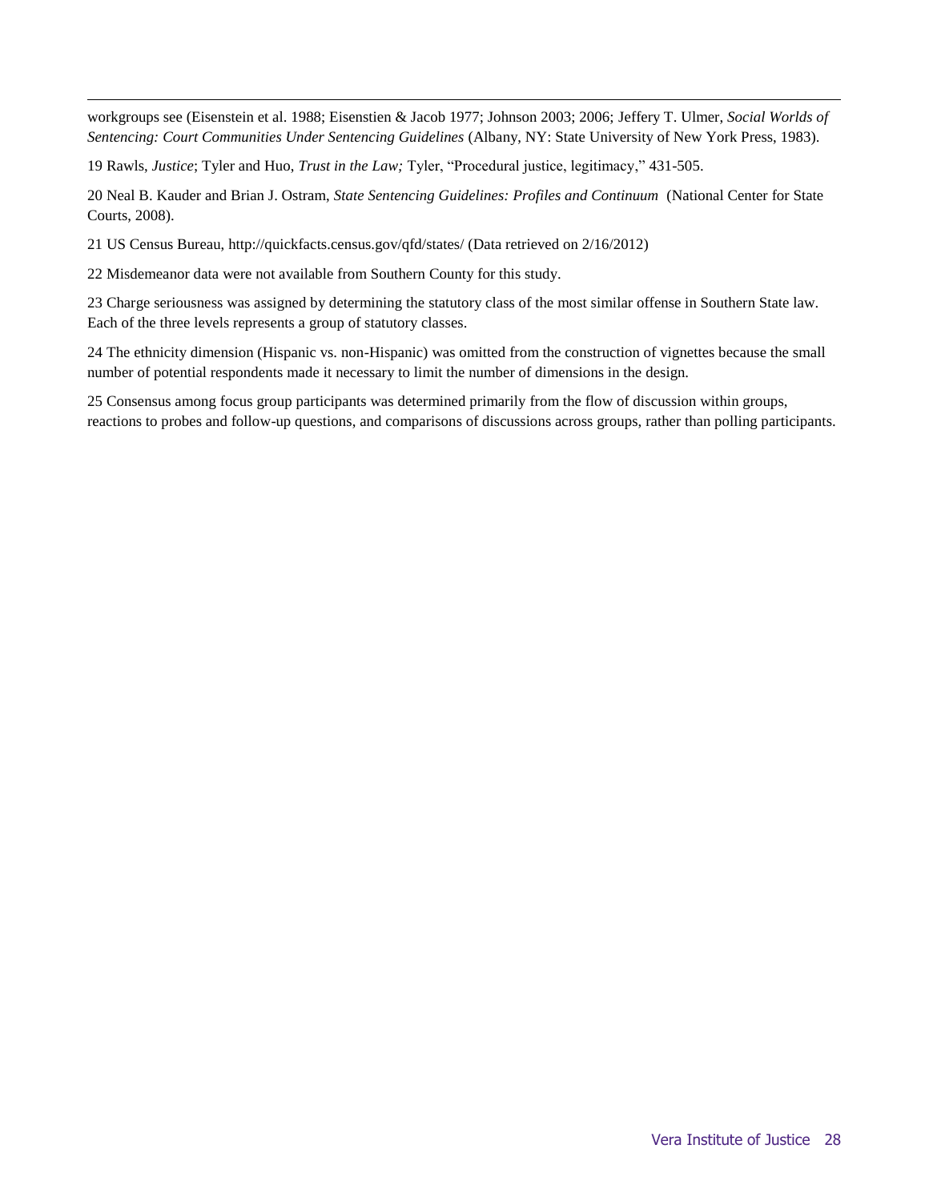workgroups see (Eisenstein et al. 1988; Eisenstien & Jacob 1977; Johnson 2003; 2006; Jeffery T. Ulmer, *Social Worlds of Sentencing: Court Communities Under Sentencing Guidelines* (Albany, NY: State University of New York Press, 1983).

19 Rawls, *Justice*; Tyler and Huo, *Trust in the Law;* Tyler, "Procedural justice, legitimacy," 431-505.

20 Neal B. Kauder and Brian J. Ostram, *State Sentencing Guidelines: Profiles and Continuum* (National Center for State Courts, 2008).

21 US Census Bureau, http://quickfacts.census.gov/qfd/states/ (Data retrieved on 2/16/2012)

22 Misdemeanor data were not available from Southern County for this study.

23 Charge seriousness was assigned by determining the statutory class of the most similar offense in Southern State law. Each of the three levels represents a group of statutory classes.

24 The ethnicity dimension (Hispanic vs. non-Hispanic) was omitted from the construction of vignettes because the small number of potential respondents made it necessary to limit the number of dimensions in the design.

25 Consensus among focus group participants was determined primarily from the flow of discussion within groups, reactions to probes and follow-up questions, and comparisons of discussions across groups, rather than polling participants.